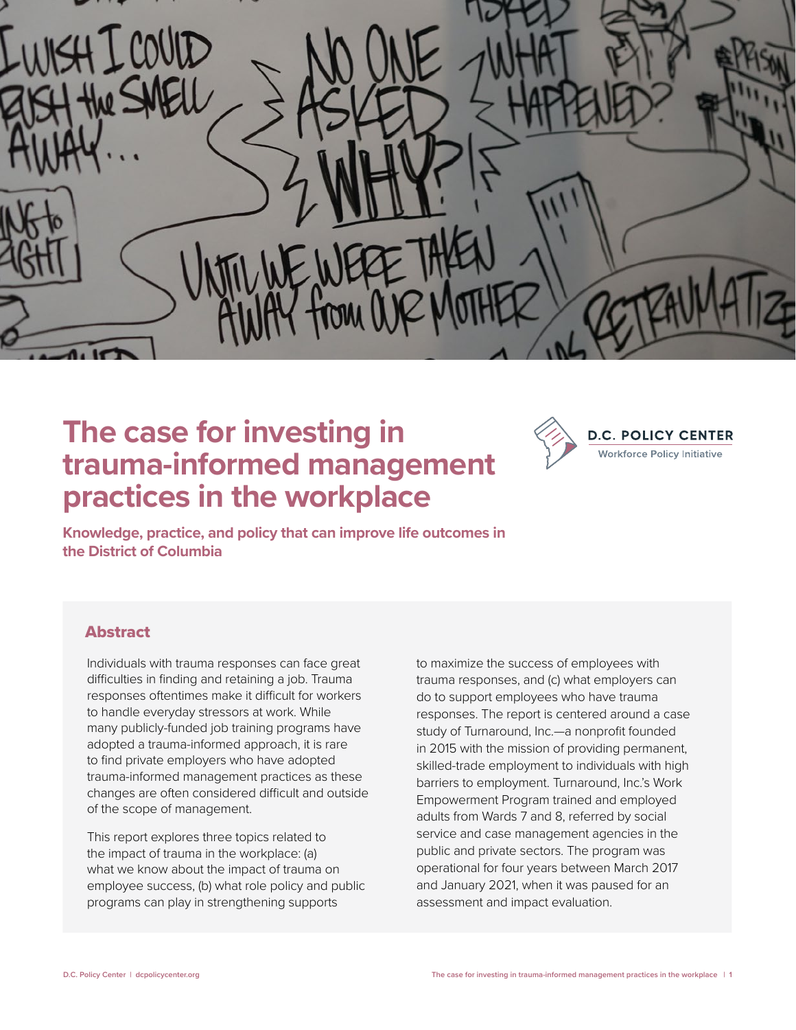# The case for investing in trauma-informed management practices in the workplace

D.C. POLICY CENTER
Workforce Policy Initiative

**Knowledge, practice, and policy that can improve life outcomes in the District of Columbia**

## Abstract

Individuals with trauma responses can face great difficulties in finding and retaining a job. Trauma responses oftentimes make it difficult for workers to handle everyday stressors at work. While many publicly-funded job training programs have adopted a trauma-informed approach, it is rare to find private employers who have adopted trauma-informed management practices as these changes are often considered difficult and outside of the scope of management.

This report explores three topics related to the impact of trauma in the workplace: (a) what we know about the impact of trauma on employee success, (b) what role policy and public programs can play in strengthening supports to maximize the success of employees with trauma responses, and (c) what employers can do to support employees who have trauma responses. The report is centered around a case study of Turnaround, Inc.—a nonprofit founded in 2015 with the mission of providing permanent, skilled-trade employment to individuals with high barriers to employment. Turnaround, Inc.'s Work Empowerment Program trained and employed adults from Wards 7 and 8, referred by social service and case management agencies in the public and private sectors. The program was operational for four years between March 2017 and January 2021, when it was paused for an assessment and impact evaluation.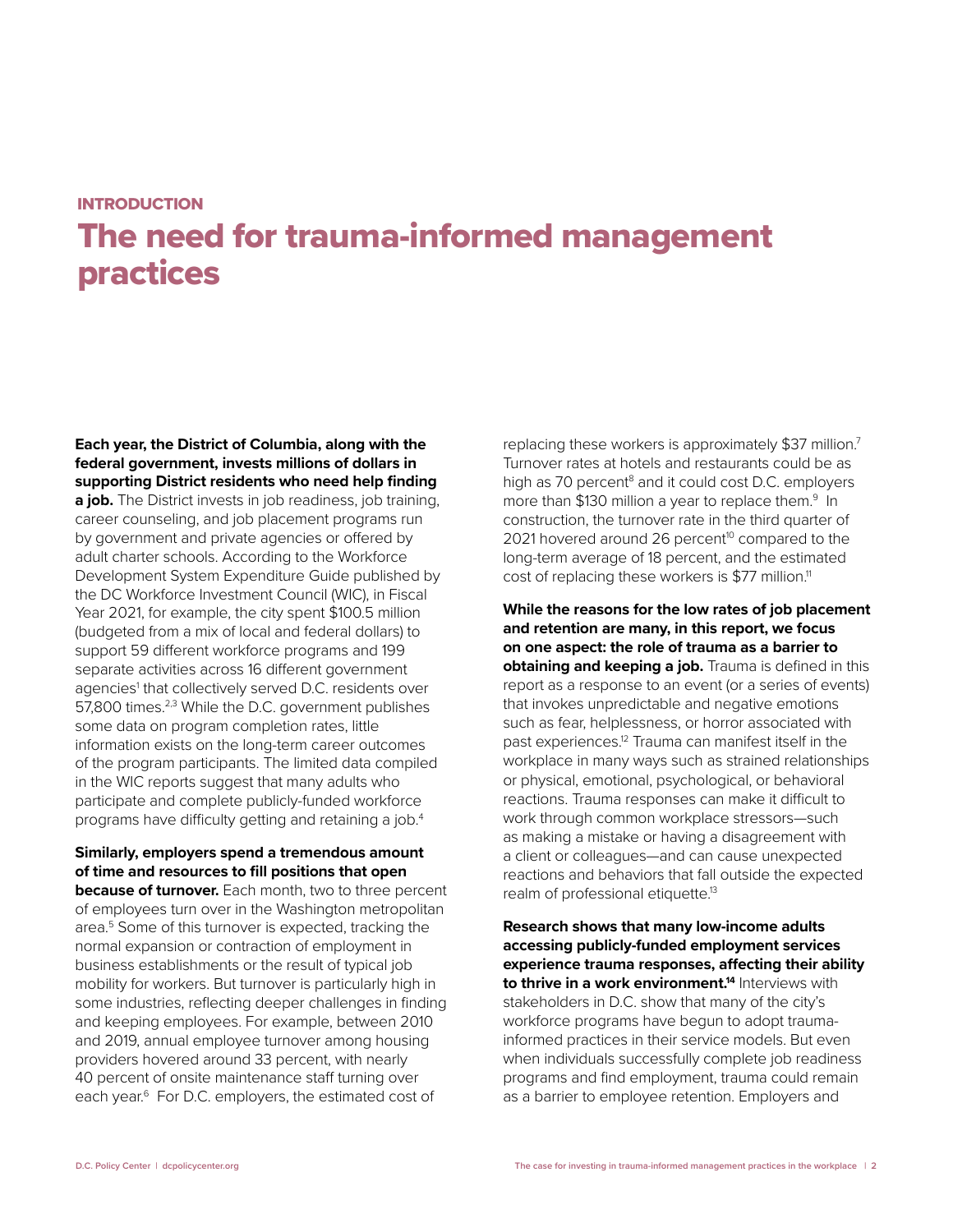## INTRODUCTION

# The need for trauma-informed management practices

**Each year, the District of Columbia, along with the federal government, invests millions of dollars in supporting District residents who need help finding a job.** The District invests in job readiness, job training, career counseling, and job placement programs run by government and private agencies or offered by adult charter schools. According to the Workforce Development System Expenditure Guide published by the DC Workforce Investment Council (WIC), in Fiscal Year 2021, for example, the city spent $100.5 million (budgeted from a mix of local and federal dollars) to support 59 different workforce programs and 199 separate activities across 16 different government agencies[1] that collectively served D.C. residents over 57,800 times.[2,3] While the D.C. government publishes some data on program completion rates, little information exists on the long-term career outcomes of the program participants. The limited data compiled in the WIC reports suggest that many adults who participate and complete publicly-funded workforce programs have difficulty getting and retaining a job.[4]

**Similarly, employers spend a tremendous amount of time and resources to fill positions that open because of turnover.** Each month, two to three percent of employees turn over in the Washington metropolitan area.[5] Some of this turnover is expected, tracking the normal expansion or contraction of employment in business establishments or the result of typical job mobility for workers. But turnover is particularly high in some industries, reflecting deeper challenges in finding and keeping employees. For example, between 2010 and 2019, annual employee turnover among housing providers hovered around 33 percent, with nearly 40 percent of onsite maintenance staff turning over each year.[6] For D.C. employers, the estimated cost of replacing these workers is approximately $37 million.[7] Turnover rates at hotels and restaurants could be as high as 70 percent[8] and it could cost D.C. employers more than $130 million a year to replace them.[9] In construction, the turnover rate in the third quarter of 2021 hovered around 26 percent[10] compared to the long-term average of 18 percent, and the estimated cost of replacing these workers is $77 million.[11]

**While the reasons for the low rates of job placement and retention are many, in this report, we focus on one aspect: the role of trauma as a barrier to obtaining and keeping a job.** Trauma is defined in this report as a response to an event (or a series of events) that invokes unpredictable and negative emotions such as fear, helplessness, or horror associated with past experiences.[12] Trauma can manifest itself in the workplace in many ways such as strained relationships or physical, emotional, psychological, or behavioral reactions. Trauma responses can make it difficult to work through common workplace stressors—such as making a mistake or having a disagreement with a client or colleagues—and can cause unexpected reactions and behaviors that fall outside the expected realm of professional etiquette.[13]

**Research shows that many low-income adults accessing publicly-funded employment services experience trauma responses, affecting their ability to thrive in a work environment.[14]** Interviews with stakeholders in D.C. show that many of the city's workforce programs have begun to adopt trauma-informed practices in their service models. But even when individuals successfully complete job readiness programs and find employment, trauma could remain as a barrier to employee retention. Employers and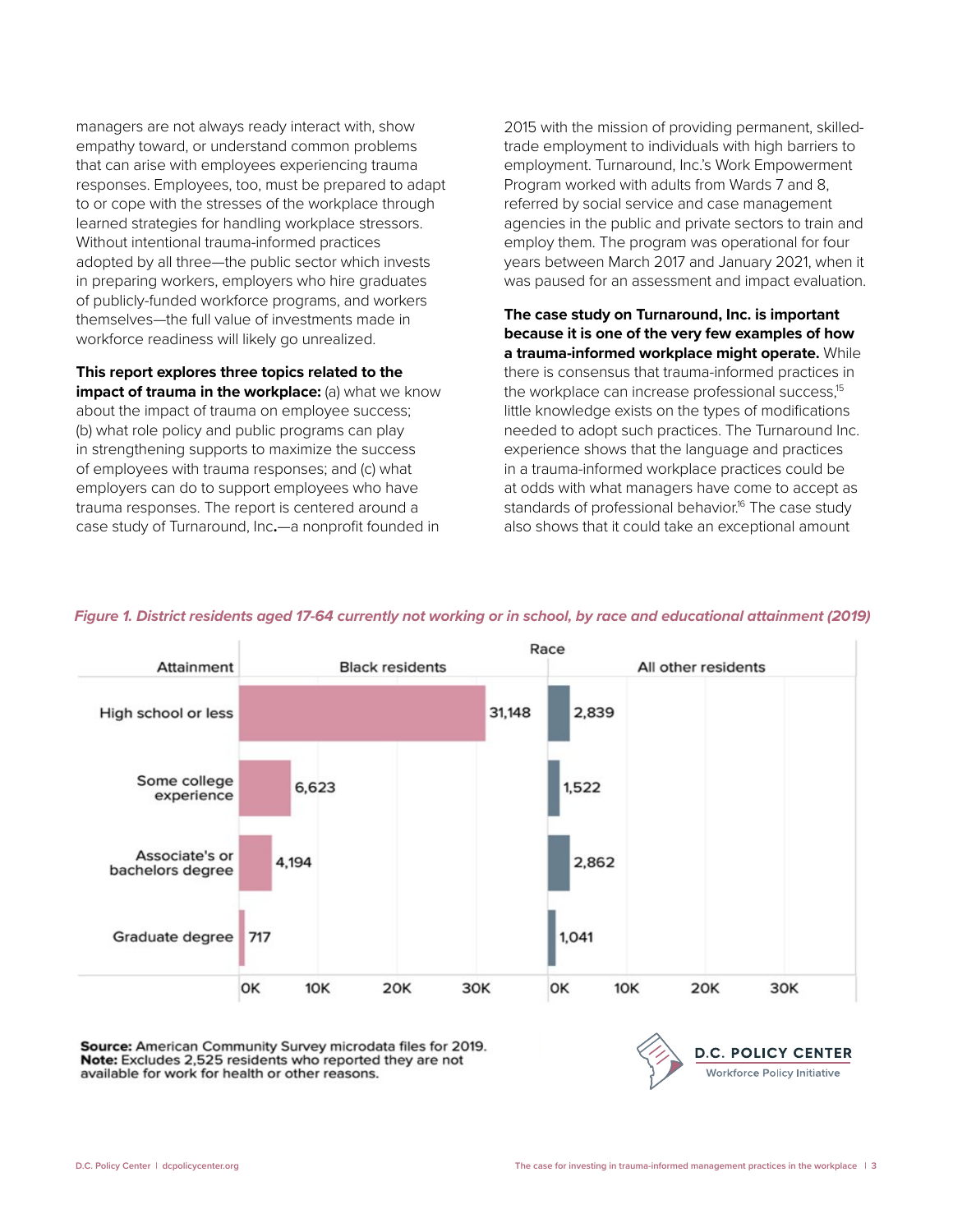managers are not always ready interact with, show empathy toward, or understand common problems that can arise with employees experiencing trauma responses. Employees, too, must be prepared to adapt to or cope with the stresses of the workplace through learned strategies for handling workplace stressors. Without intentional trauma-informed practices adopted by all three—the public sector which invests in preparing workers, employers who hire graduates of publicly-funded workforce programs, and workers themselves—the full value of investments made in workforce readiness will likely go unrealized.

**This report explores three topics related to the impact of trauma in the workplace:** (a) what we know about the impact of trauma on employee success; (b) what role policy and public programs can play in strengthening supports to maximize the success of employees with trauma responses; and (c) what employers can do to support employees who have trauma responses. The report is centered around a case study of Turnaround, Inc**.**—a nonprofit founded in 2015 with the mission of providing permanent, skilled-trade employment to individuals with high barriers to employment. Turnaround, Inc.'s Work Empowerment Program worked with adults from Wards 7 and 8, referred by social service and case management agencies in the public and private sectors to train and employ them. The program was operational for four years between March 2017 and January 2021, when it was paused for an assessment and impact evaluation.

**The case study on Turnaround, Inc. is important because it is one of the very few examples of how a trauma-informed workplace might operate.** While there is consensus that trauma-informed practices in the workplace can increase professional success,[15] little knowledge exists on the types of modifications needed to adopt such practices. The Turnaround Inc. experience shows that the language and practices in a trauma-informed workplace practices could be at odds with what managers have come to accept as standards of professional behavior.[16] The case study also shows that it could take an exceptional amount

*Figure 1. District residents aged 17-64 currently not working or in school, by race and educational attainment (2019)*

| Attainment | Black residents | All other residents |
|---|---|---|
| High school or less | 31,148 | 2,839 |
| Some college experience | 6,623 | 1,522 |
| Associate's or bachelors degree | 4,194 | 2,862 |
| Graduate degree | 717 | 1,041 |

**Source:** American Community Survey microdata files for 2019.
**Note:** Excludes 2,525 residents who reported they are not available for work for health or other reasons.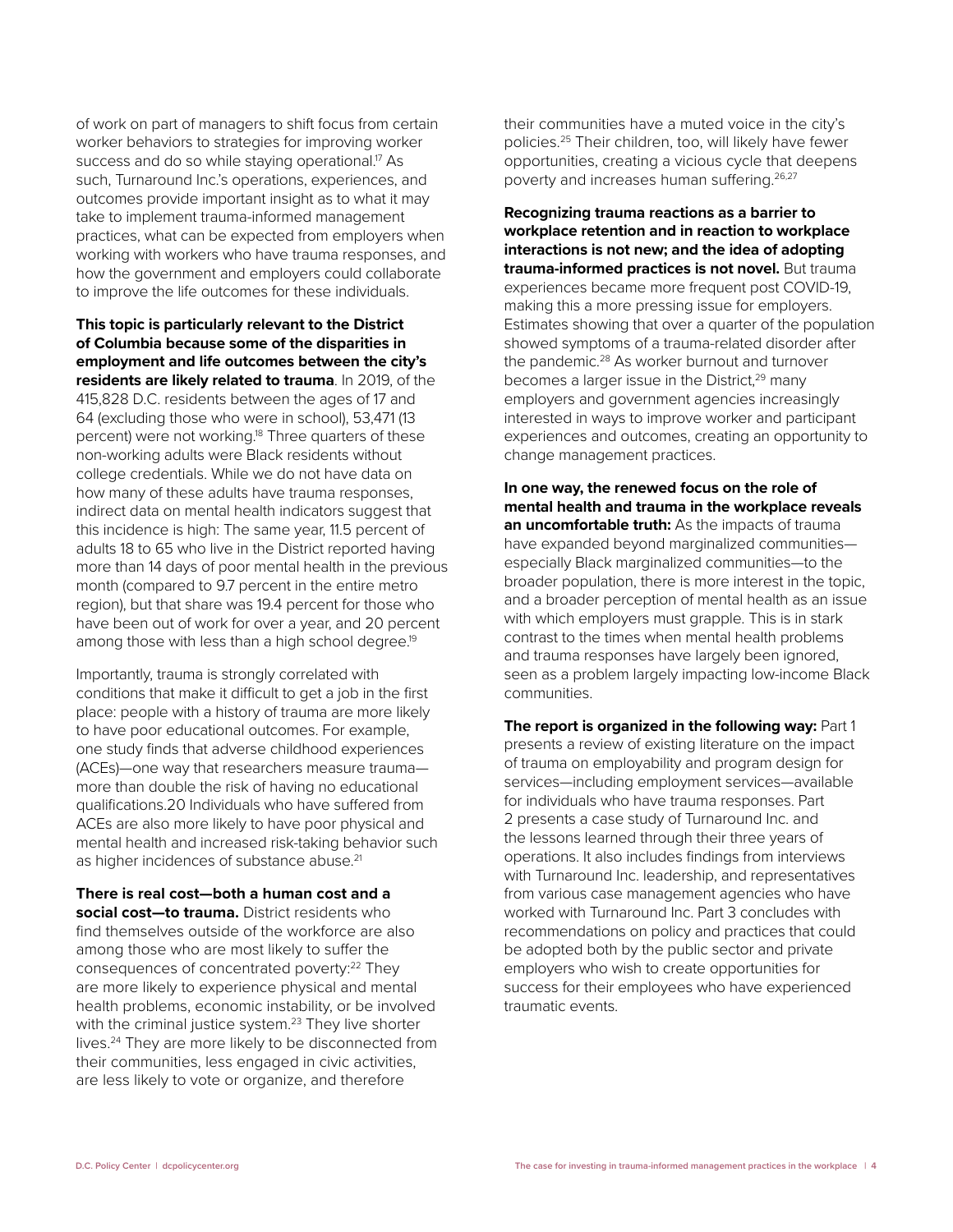of work on part of managers to shift focus from certain worker behaviors to strategies for improving worker success and do so while staying operational.[17] As such, Turnaround Inc.'s operations, experiences, and outcomes provide important insight as to what it may take to implement trauma-informed management practices, what can be expected from employers when working with workers who have trauma responses, and how the government and employers could collaborate to improve the life outcomes for these individuals.

**This topic is particularly relevant to the District of Columbia because some of the disparities in employment and life outcomes between the city's residents are likely related to trauma**. In 2019, of the 415,828 D.C. residents between the ages of 17 and 64 (excluding those who were in school), 53,471 (13 percent) were not working.[18] Three quarters of these non-working adults were Black residents without college credentials. While we do not have data on how many of these adults have trauma responses, indirect data on mental health indicators suggest that this incidence is high: The same year, 11.5 percent of adults 18 to 65 who live in the District reported having more than 14 days of poor mental health in the previous month (compared to 9.7 percent in the entire metro region), but that share was 19.4 percent for those who have been out of work for over a year, and 20 percent among those with less than a high school degree.[19]

Importantly, trauma is strongly correlated with conditions that make it difficult to get a job in the first place: people with a history of trauma are more likely to have poor educational outcomes. For example, one study finds that adverse childhood experiences (ACEs)—one way that researchers measure trauma—more than double the risk of having no educational qualifications.20 Individuals who have suffered from ACEs are also more likely to have poor physical and mental health and increased risk-taking behavior such as higher incidences of substance abuse.[21]

**There is real cost—both a human cost and a social cost—to trauma.** District residents who find themselves outside of the workforce are also among those who are most likely to suffer the consequences of concentrated poverty:[22] They are more likely to experience physical and mental health problems, economic instability, or be involved with the criminal justice system.[23] They live shorter lives.[24] They are more likely to be disconnected from their communities, less engaged in civic activities, are less likely to vote or organize, and therefore their communities have a muted voice in the city's policies.[25] Their children, too, will likely have fewer opportunities, creating a vicious cycle that deepens poverty and increases human suffering.[26,27]

**Recognizing trauma reactions as a barrier to workplace retention and in reaction to workplace interactions is not new; and the idea of adopting trauma-informed practices is not novel.** But trauma experiences became more frequent post COVID-19, making this a more pressing issue for employers. Estimates showing that over a quarter of the population showed symptoms of a trauma-related disorder after the pandemic.[28] As worker burnout and turnover becomes a larger issue in the District,[29] many employers and government agencies increasingly interested in ways to improve worker and participant experiences and outcomes, creating an opportunity to change management practices.

**In one way, the renewed focus on the role of mental health and trauma in the workplace reveals an uncomfortable truth:** As the impacts of trauma have expanded beyond marginalized communities—especially Black marginalized communities—to the broader population, there is more interest in the topic, and a broader perception of mental health as an issue with which employers must grapple. This is in stark contrast to the times when mental health problems and trauma responses have largely been ignored, seen as a problem largely impacting low-income Black communities.

**The report is organized in the following way:** Part 1 presents a review of existing literature on the impact of trauma on employability and program design for services—including employment services—available for individuals who have trauma responses. Part 2 presents a case study of Turnaround Inc. and the lessons learned through their three years of operations. It also includes findings from interviews with Turnaround Inc. leadership, and representatives from various case management agencies who have worked with Turnaround Inc. Part 3 concludes with recommendations on policy and practices that could be adopted both by the public sector and private employers who wish to create opportunities for success for their employees who have experienced traumatic events.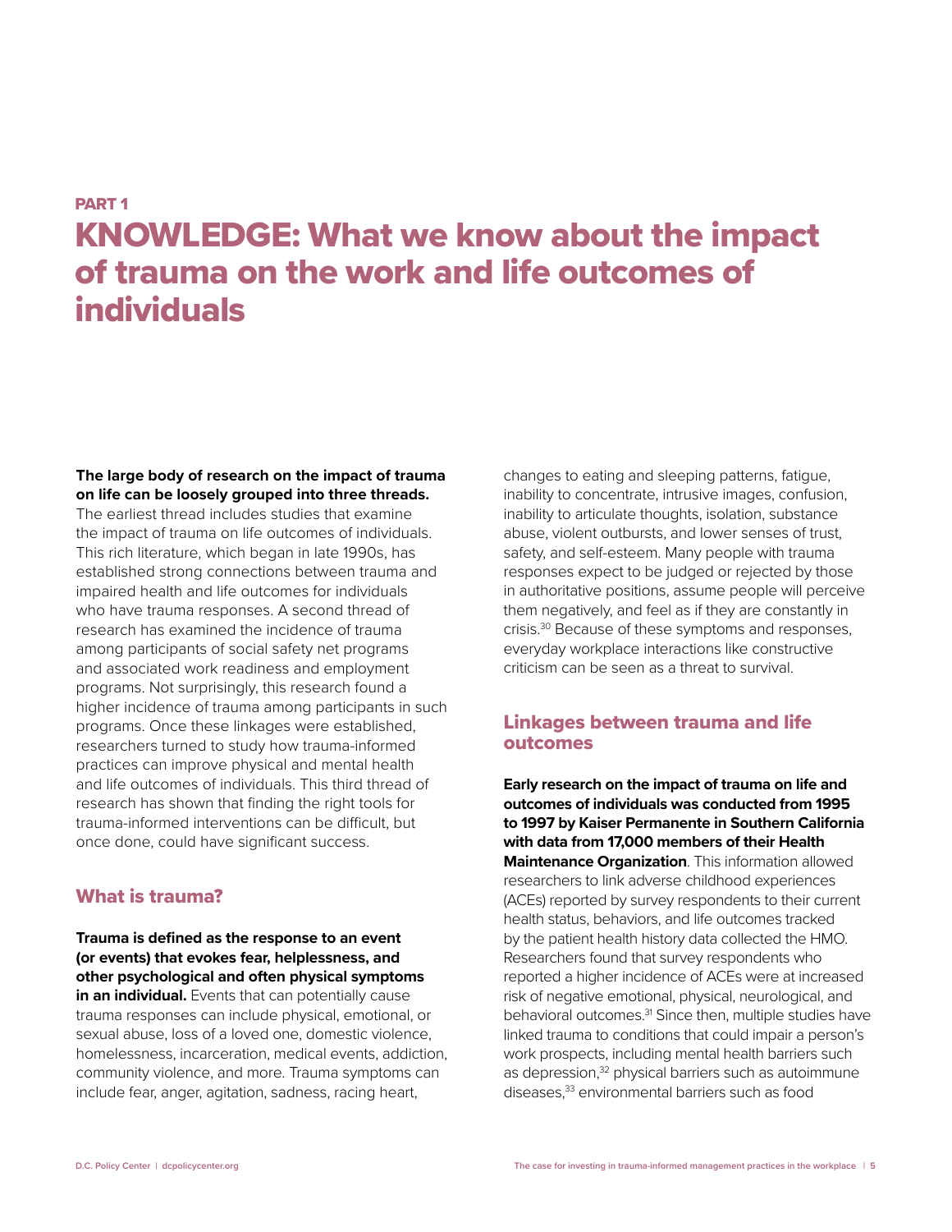PART 1

# KNOWLEDGE: What we know about the impact of trauma on the work and life outcomes of individuals

**The large body of research on the impact of trauma on life can be loosely grouped into three threads.** The earliest thread includes studies that examine the impact of trauma on life outcomes of individuals. This rich literature, which began in late 1990s, has established strong connections between trauma and impaired health and life outcomes for individuals who have trauma responses. A second thread of research has examined the incidence of trauma among participants of social safety net programs and associated work readiness and employment programs. Not surprisingly, this research found a higher incidence of trauma among participants in such programs. Once these linkages were established, researchers turned to study how trauma-informed practices can improve physical and mental health and life outcomes of individuals. This third thread of research has shown that finding the right tools for trauma-informed interventions can be difficult, but once done, could have significant success.

## What is trauma?

**Trauma is defined as the response to an event (or events) that evokes fear, helplessness, and other psychological and often physical symptoms in an individual.** Events that can potentially cause trauma responses can include physical, emotional, or sexual abuse, loss of a loved one, domestic violence, homelessness, incarceration, medical events, addiction, community violence, and more. Trauma symptoms can include fear, anger, agitation, sadness, racing heart, changes to eating and sleeping patterns, fatigue, inability to concentrate, intrusive images, confusion, inability to articulate thoughts, isolation, substance abuse, violent outbursts, and lower senses of trust, safety, and self-esteem. Many people with trauma responses expect to be judged or rejected by those in authoritative positions, assume people will perceive them negatively, and feel as if they are constantly in crisis.[30] Because of these symptoms and responses, everyday workplace interactions like constructive criticism can be seen as a threat to survival.

## Linkages between trauma and life outcomes

**Early research on the impact of trauma on life and outcomes of individuals was conducted from 1995 to 1997 by Kaiser Permanente in Southern California with data from 17,000 members of their Health Maintenance Organization**. This information allowed researchers to link adverse childhood experiences (ACEs) reported by survey respondents to their current health status, behaviors, and life outcomes tracked by the patient health history data collected the HMO. Researchers found that survey respondents who reported a higher incidence of ACEs were at increased risk of negative emotional, physical, neurological, and behavioral outcomes.[31] Since then, multiple studies have linked trauma to conditions that could impair a person's work prospects, including mental health barriers such as depression,[32] physical barriers such as autoimmune diseases,[33] environmental barriers such as food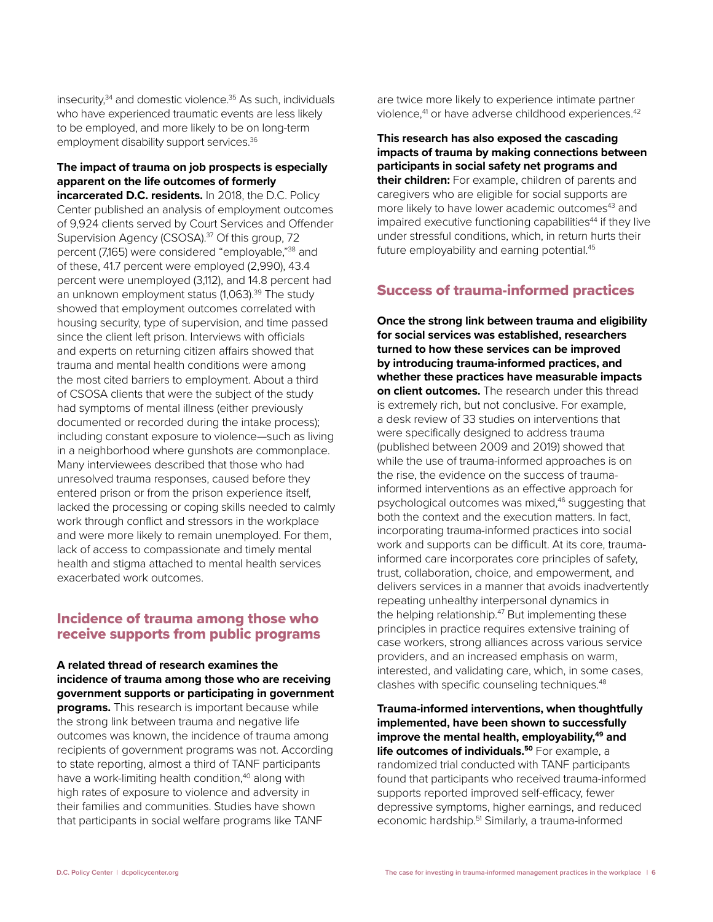insecurity,[34] and domestic violence.[35] As such, individuals who have experienced traumatic events are less likely to be employed, and more likely to be on long-term employment disability support services.[36]

**The impact of trauma on job prospects is especially apparent on the life outcomes of formerly incarcerated D.C. residents.** In 2018, the D.C. Policy Center published an analysis of employment outcomes of 9,924 clients served by Court Services and Offender Supervision Agency (CSOSA).[37] Of this group, 72 percent (7,165) were considered "employable,"[38] and of these, 41.7 percent were employed (2,990), 43.4 percent were unemployed (3,112), and 14.8 percent had an unknown employment status (1,063).[39] The study showed that employment outcomes correlated with housing security, type of supervision, and time passed since the client left prison. Interviews with officials and experts on returning citizen affairs showed that trauma and mental health conditions were among the most cited barriers to employment. About a third of CSOSA clients that were the subject of the study had symptoms of mental illness (either previously documented or recorded during the intake process); including constant exposure to violence—such as living in a neighborhood where gunshots are commonplace. Many interviewees described that those who had unresolved trauma responses, caused before they entered prison or from the prison experience itself, lacked the processing or coping skills needed to calmly work through conflict and stressors in the workplace and were more likely to remain unemployed. For them, lack of access to compassionate and timely mental health and stigma attached to mental health services exacerbated work outcomes.

## Incidence of trauma among those who receive supports from public programs

**A related thread of research examines the incidence of trauma among those who are receiving government supports or participating in government programs.** This research is important because while the strong link between trauma and negative life outcomes was known, the incidence of trauma among recipients of government programs was not. According to state reporting, almost a third of TANF participants have a work-limiting health condition,[40] along with high rates of exposure to violence and adversity in their families and communities. Studies have shown that participants in social welfare programs like TANF are twice more likely to experience intimate partner violence,[41] or have adverse childhood experiences.[42]

**This research has also exposed the cascading impacts of trauma by making connections between participants in social safety net programs and their children:** For example, children of parents and caregivers who are eligible for social supports are more likely to have lower academic outcomes[43] and impaired executive functioning capabilities[44] if they live under stressful conditions, which, in return hurts their future employability and earning potential.[45]

## Success of trauma-informed practices

**Once the strong link between trauma and eligibility for social services was established, researchers turned to how these services can be improved by introducing trauma-informed practices, and whether these practices have measurable impacts on client outcomes.** The research under this thread is extremely rich, but not conclusive. For example, a desk review of 33 studies on interventions that were specifically designed to address trauma (published between 2009 and 2019) showed that while the use of trauma-informed approaches is on the rise, the evidence on the success of trauma-informed interventions as an effective approach for psychological outcomes was mixed,[46] suggesting that both the context and the execution matters. In fact, incorporating trauma-informed practices into social work and supports can be difficult. At its core, trauma-informed care incorporates core principles of safety, trust, collaboration, choice, and empowerment, and delivers services in a manner that avoids inadvertently repeating unhealthy interpersonal dynamics in the helping relationship.[47] But implementing these principles in practice requires extensive training of case workers, strong alliances across various service providers, and an increased emphasis on warm, interested, and validating care, which, in some cases, clashes with specific counseling techniques.[48]

**Trauma-informed interventions, when thoughtfully implemented, have been shown to successfully improve the mental health, employability,[49] and life outcomes of individuals.[50]** For example, a randomized trial conducted with TANF participants found that participants who received trauma-informed supports reported improved self-efficacy, fewer depressive symptoms, higher earnings, and reduced economic hardship.[51] Similarly, a trauma-informed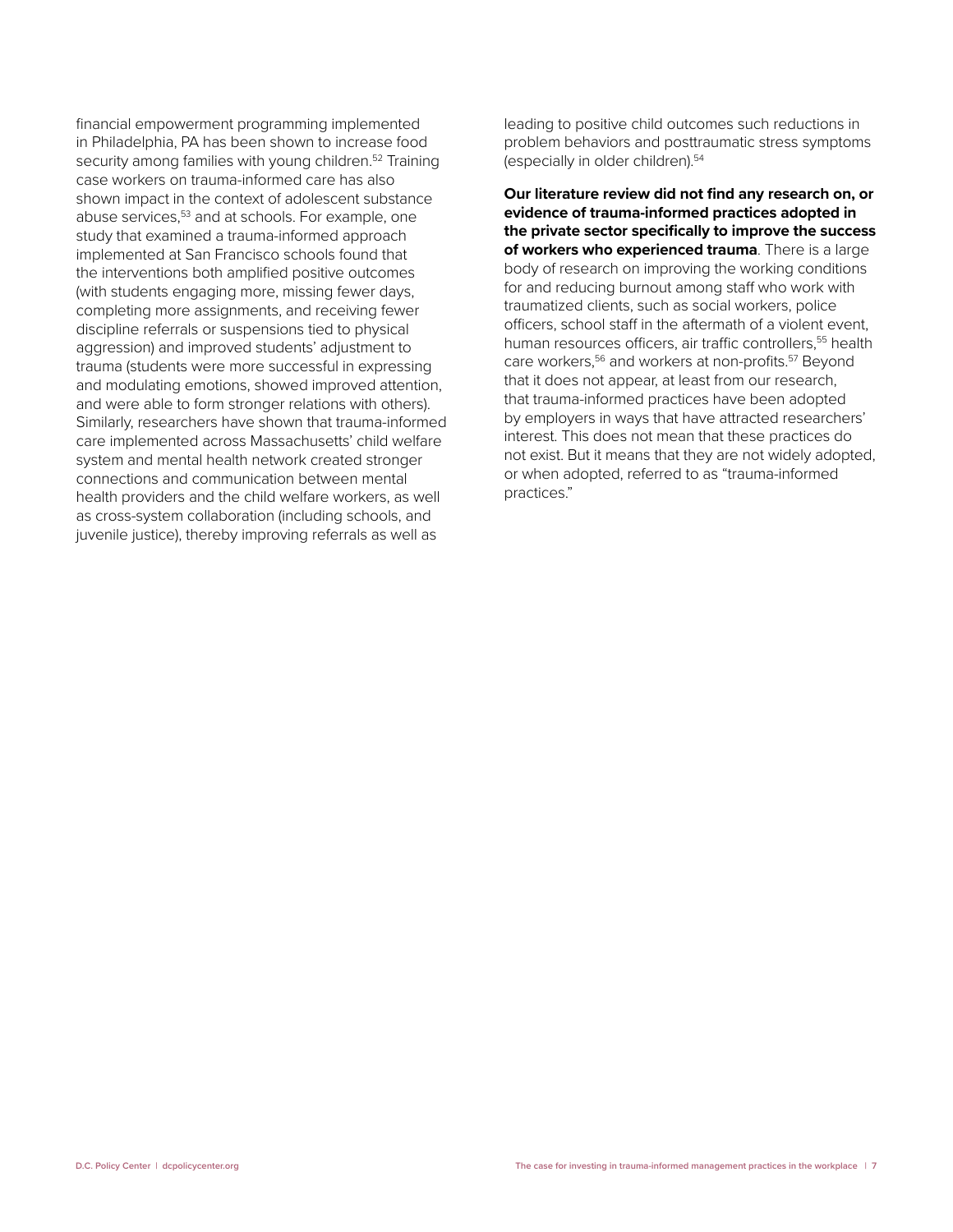financial empowerment programming implemented in Philadelphia, PA has been shown to increase food security among families with young children.[52] Training case workers on trauma-informed care has also shown impact in the context of adolescent substance abuse services,[53] and at schools. For example, one study that examined a trauma-informed approach implemented at San Francisco schools found that the interventions both amplified positive outcomes (with students engaging more, missing fewer days, completing more assignments, and receiving fewer discipline referrals or suspensions tied to physical aggression) and improved students' adjustment to trauma (students were more successful in expressing and modulating emotions, showed improved attention, and were able to form stronger relations with others). Similarly, researchers have shown that trauma-informed care implemented across Massachusetts' child welfare system and mental health network created stronger connections and communication between mental health providers and the child welfare workers, as well as cross-system collaboration (including schools, and juvenile justice), thereby improving referrals as well as leading to positive child outcomes such reductions in problem behaviors and posttraumatic stress symptoms (especially in older children).[54]

**Our literature review did not find any research on, or evidence of trauma-informed practices adopted in the private sector specifically to improve the success of workers who experienced trauma**. There is a large body of research on improving the working conditions for and reducing burnout among staff who work with traumatized clients, such as social workers, police officers, school staff in the aftermath of a violent event, human resources officers, air traffic controllers,[55] health care workers,[56] and workers at non-profits.[57] Beyond that it does not appear, at least from our research, that trauma-informed practices have been adopted by employers in ways that have attracted researchers' interest. This does not mean that these practices do not exist. But it means that they are not widely adopted, or when adopted, referred to as "trauma-informed practices."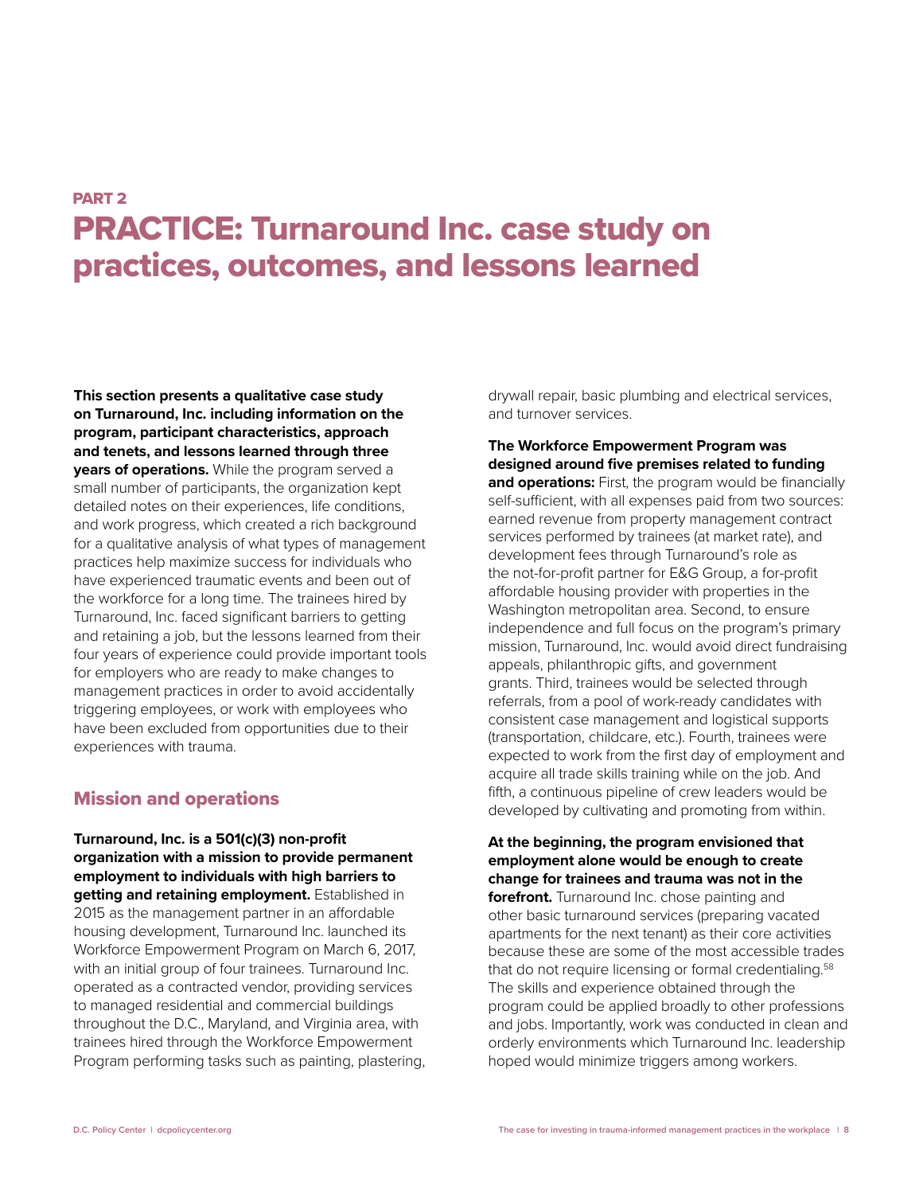PART 2

# PRACTICE: Turnaround Inc. case study on practices, outcomes, and lessons learned

**This section presents a qualitative case study on Turnaround, Inc. including information on the program, participant characteristics, approach and tenets, and lessons learned through three years of operations.** While the program served a small number of participants, the organization kept detailed notes on their experiences, life conditions, and work progress, which created a rich background for a qualitative analysis of what types of management practices help maximize success for individuals who have experienced traumatic events and been out of the workforce for a long time. The trainees hired by Turnaround, Inc. faced significant barriers to getting and retaining a job, but the lessons learned from their four years of experience could provide important tools for employers who are ready to make changes to management practices in order to avoid accidentally triggering employees, or work with employees who have been excluded from opportunities due to their experiences with trauma.

## Mission and operations

**Turnaround, Inc. is a 501(c)(3) non-profit organization with a mission to provide permanent employment to individuals with high barriers to getting and retaining employment.** Established in 2015 as the management partner in an affordable housing development, Turnaround Inc. launched its Workforce Empowerment Program on March 6, 2017, with an initial group of four trainees. Turnaround Inc. operated as a contracted vendor, providing services to managed residential and commercial buildings throughout the D.C., Maryland, and Virginia area, with trainees hired through the Workforce Empowerment Program performing tasks such as painting, plastering, drywall repair, basic plumbing and electrical services, and turnover services.

**The Workforce Empowerment Program was designed around five premises related to funding and operations:** First, the program would be financially self-sufficient, with all expenses paid from two sources: earned revenue from property management contract services performed by trainees (at market rate), and development fees through Turnaround's role as the not-for-profit partner for E&G Group, a for-profit affordable housing provider with properties in the Washington metropolitan area. Second, to ensure independence and full focus on the program's primary mission, Turnaround, Inc. would avoid direct fundraising appeals, philanthropic gifts, and government grants. Third, trainees would be selected through referrals, from a pool of work-ready candidates with consistent case management and logistical supports (transportation, childcare, etc.). Fourth, trainees were expected to work from the first day of employment and acquire all trade skills training while on the job. And fifth, a continuous pipeline of crew leaders would be developed by cultivating and promoting from within.

**At the beginning, the program envisioned that employment alone would be enough to create change for trainees and trauma was not in the forefront.** Turnaround Inc. chose painting and other basic turnaround services (preparing vacated apartments for the next tenant) as their core activities because these are some of the most accessible trades that do not require licensing or formal credentialing.[58] The skills and experience obtained through the program could be applied broadly to other professions and jobs. Importantly, work was conducted in clean and orderly environments which Turnaround Inc. leadership hoped would minimize triggers among workers.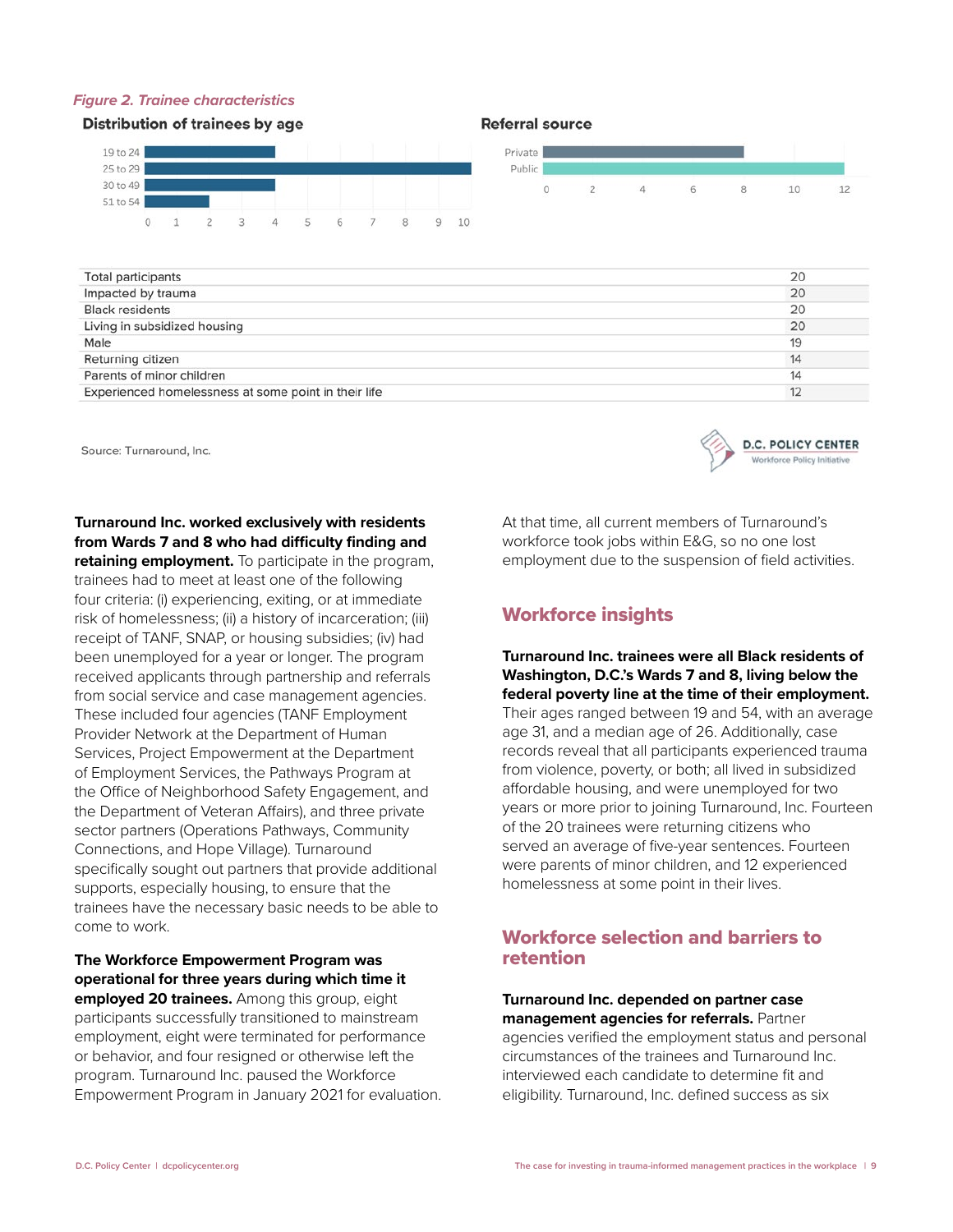*Figure 2. Trainee characteristics*

**Distribution of trainees by age**

| Age | Trainees |
|---|---|
| 19 to 24 | 4 |
| 25 to 29 | 10 |
| 30 to 49 | 4 |
| 51 to 54 | 2 |

**Referral source**

| Source | Trainees |
|---|---|
| Private | 8 |
| Public | 12 |

| | |
|---|---|
| Total participants | 20 |
| Impacted by trauma | 20 |
| Black residents | 20 |
| Living in subsidized housing | 20 |
| Male | 19 |
| Returning citizen | 14 |
| Parents of minor children | 14 |
| Experienced homelessness at some point in their life | 12 |

Source: Turnaround, Inc.

**Turnaround Inc. worked exclusively with residents from Wards 7 and 8 who had difficulty finding and retaining employment.** To participate in the program, trainees had to meet at least one of the following four criteria: (i) experiencing, exiting, or at immediate risk of homelessness; (ii) a history of incarceration; (iii) receipt of TANF, SNAP, or housing subsidies; (iv) had been unemployed for a year or longer. The program received applicants through partnership and referrals from social service and case management agencies. These included four agencies (TANF Employment Provider Network at the Department of Human Services, Project Empowerment at the Department of Employment Services, the Pathways Program at the Office of Neighborhood Safety Engagement, and the Department of Veteran Affairs), and three private sector partners (Operations Pathways, Community Connections, and Hope Village). Turnaround specifically sought out partners that provide additional supports, especially housing, to ensure that the trainees have the necessary basic needs to be able to come to work.

**The Workforce Empowerment Program was operational for three years during which time it employed 20 trainees.** Among this group, eight participants successfully transitioned to mainstream employment, eight were terminated for performance or behavior, and four resigned or otherwise left the program. Turnaround Inc. paused the Workforce Empowerment Program in January 2021 for evaluation. At that time, all current members of Turnaround's workforce took jobs within E&G, so no one lost employment due to the suspension of field activities.

## Workforce insights

**Turnaround Inc. trainees were all Black residents of Washington, D.C.'s Wards 7 and 8, living below the federal poverty line at the time of their employment.** Their ages ranged between 19 and 54, with an average age 31, and a median age of 26. Additionally, case records reveal that all participants experienced trauma from violence, poverty, or both; all lived in subsidized affordable housing, and were unemployed for two years or more prior to joining Turnaround, Inc. Fourteen of the 20 trainees were returning citizens who served an average of five-year sentences. Fourteen were parents of minor children, and 12 experienced homelessness at some point in their lives.

## Workforce selection and barriers to retention

**Turnaround Inc. depended on partner case management agencies for referrals.** Partner agencies verified the employment status and personal circumstances of the trainees and Turnaround Inc. interviewed each candidate to determine fit and eligibility. Turnaround, Inc. defined success as six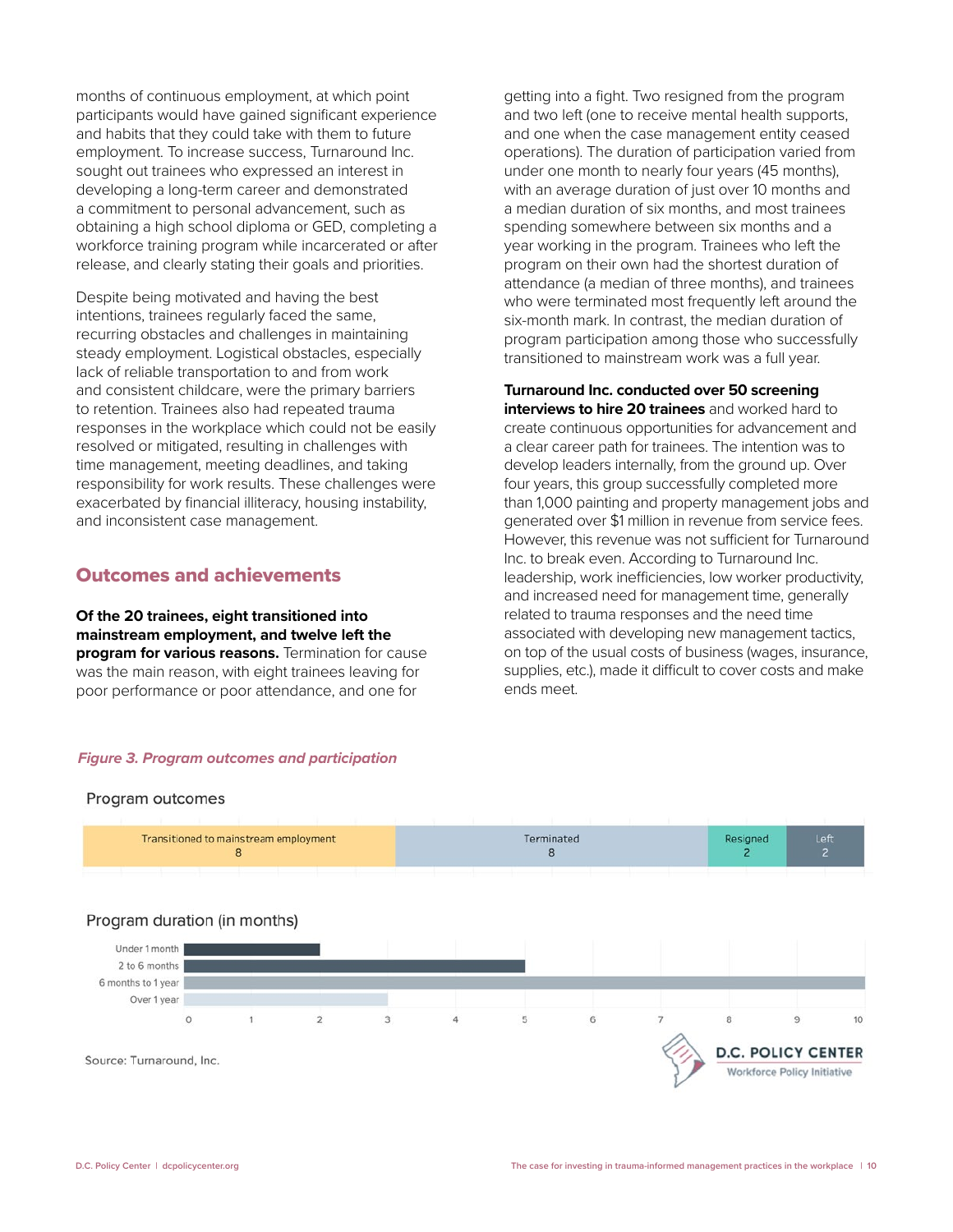months of continuous employment, at which point participants would have gained significant experience and habits that they could take with them to future employment. To increase success, Turnaround Inc. sought out trainees who expressed an interest in developing a long-term career and demonstrated a commitment to personal advancement, such as obtaining a high school diploma or GED, completing a workforce training program while incarcerated or after release, and clearly stating their goals and priorities.

Despite being motivated and having the best intentions, trainees regularly faced the same, recurring obstacles and challenges in maintaining steady employment. Logistical obstacles, especially lack of reliable transportation to and from work and consistent childcare, were the primary barriers to retention. Trainees also had repeated trauma responses in the workplace which could not be easily resolved or mitigated, resulting in challenges with time management, meeting deadlines, and taking responsibility for work results. These challenges were exacerbated by financial illiteracy, housing instability, and inconsistent case management.

## Outcomes and achievements

**Of the 20 trainees, eight transitioned into mainstream employment, and twelve left the program for various reasons.** Termination for cause was the main reason, with eight trainees leaving for poor performance or poor attendance, and one for getting into a fight. Two resigned from the program and two left (one to receive mental health supports, and one when the case management entity ceased operations). The duration of participation varied from under one month to nearly four years (45 months), with an average duration of just over 10 months and a median duration of six months, and most trainees spending somewhere between six months and a year working in the program. Trainees who left the program on their own had the shortest duration of attendance (a median of three months), and trainees who were terminated most frequently left around the six-month mark. In contrast, the median duration of program participation among those who successfully transitioned to mainstream work was a full year.

**Turnaround Inc. conducted over 50 screening interviews to hire 20 trainees** and worked hard to create continuous opportunities for advancement and a clear career path for trainees. The intention was to develop leaders internally, from the ground up. Over four years, this group successfully completed more than 1,000 painting and property management jobs and generated over $1 million in revenue from service fees. However, this revenue was not sufficient for Turnaround Inc. to break even. According to Turnaround Inc. leadership, work inefficiencies, low worker productivity, and increased need for management time, generally related to trauma responses and the need time associated with developing new management tactics, on top of the usual costs of business (wages, insurance, supplies, etc.), made it difficult to cover costs and make ends meet.

*Figure 3. Program outcomes and participation*

**Program outcomes**

| Transitioned to mainstream employment | Terminated | Resigned | Left |
|---|---|---|---|
| 8 | 8 | 2 | 2 |

**Program duration (in months)**

| Duration | Number of trainees |
|---|---|
| Under 1 month | 2 |
| 2 to 6 months | 5 |
| 6 months to 1 year | 10 |
| Over 1 year | 3 |

Source: Turnaround, Inc.

D.C. POLICY CENTER
Workforce Policy Initiative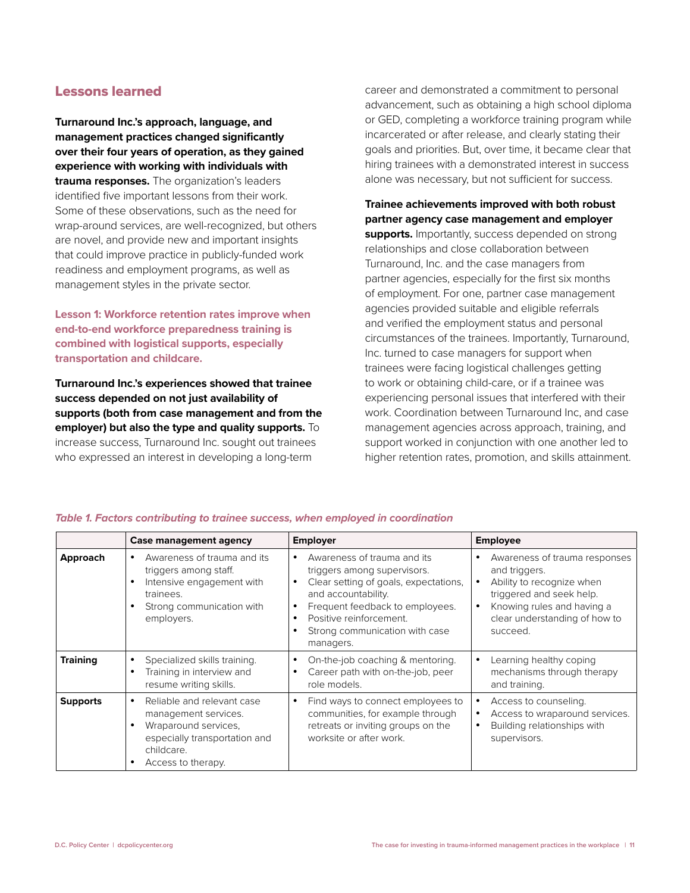## Lessons learned

**Turnaround Inc.'s approach, language, and management practices changed significantly over their four years of operation, as they gained experience with working with individuals with trauma responses.** The organization's leaders identified five important lessons from their work. Some of these observations, such as the need for wrap-around services, are well-recognized, but others are novel, and provide new and important insights that could improve practice in publicly-funded work readiness and employment programs, as well as management styles in the private sector.

### Lesson 1: Workforce retention rates improve when end-to-end workforce preparedness training is combined with logistical supports, especially transportation and childcare.

**Turnaround Inc.'s experiences showed that trainee success depended on not just availability of supports (both from case management and from the employer) but also the type and quality supports.** To increase success, Turnaround Inc. sought out trainees who expressed an interest in developing a long-term career and demonstrated a commitment to personal advancement, such as obtaining a high school diploma or GED, completing a workforce training program while incarcerated or after release, and clearly stating their goals and priorities. But, over time, it became clear that hiring trainees with a demonstrated interest in success alone was necessary, but not sufficient for success.

**Trainee achievements improved with both robust partner agency case management and employer supports.** Importantly, success depended on strong relationships and close collaboration between Turnaround, Inc. and the case managers from partner agencies, especially for the first six months of employment. For one, partner case management agencies provided suitable and eligible referrals and verified the employment status and personal circumstances of the trainees. Importantly, Turnaround, Inc. turned to case managers for support when trainees were facing logistical challenges getting to work or obtaining child-care, or if a trainee was experiencing personal issues that interfered with their work. Coordination between Turnaround Inc, and case management agencies across approach, training, and support worked in conjunction with one another led to higher retention rates, promotion, and skills attainment.

***Table 1. Factors contributing to trainee success, when employed in coordination***

| | Case management agency | Employer | Employee |
|---|---|---|---|
| **Approach** | • Awareness of trauma and its triggers among staff.<br>• Intensive engagement with trainees.<br>• Strong communication with employers. | • Awareness of trauma and its triggers among supervisors.<br>• Clear setting of goals, expectations, and accountability.<br>• Frequent feedback to employees.<br>• Positive reinforcement.<br>• Strong communication with case managers. | • Awareness of trauma responses and triggers.<br>• Ability to recognize when triggered and seek help.<br>• Knowing rules and having a clear understanding of how to succeed. |
| **Training** | • Specialized skills training.<br>• Training in interview and resume writing skills. | • On-the-job coaching & mentoring.<br>• Career path with on-the-job, peer role models. | • Learning healthy coping mechanisms through therapy and training. |
| **Supports** | • Reliable and relevant case management services.<br>• Wraparound services, especially transportation and childcare.<br>• Access to therapy. | • Find ways to connect employees to communities, for example through retreats or inviting groups on the worksite or after work. | • Access to counseling.<br>• Access to wraparound services.<br>• Building relationships with supervisors. |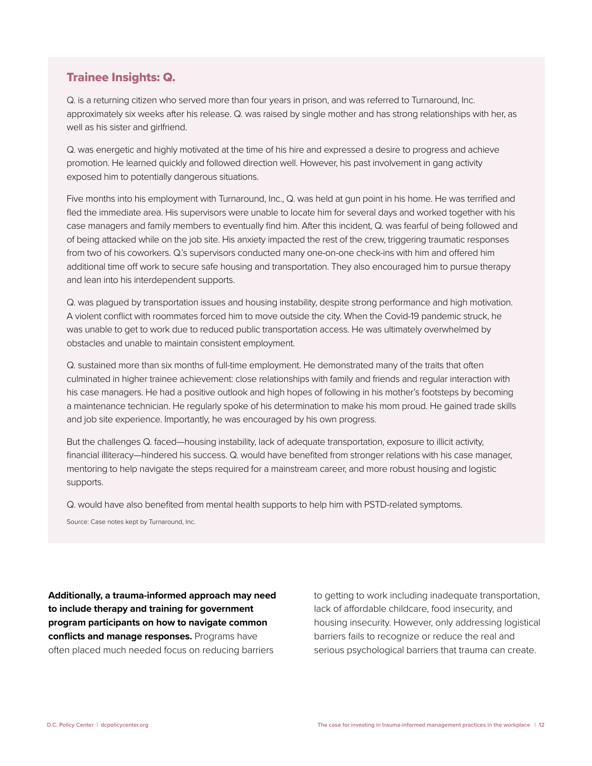## Trainee Insights: Q.

Q. is a returning citizen who served more than four years in prison, and was referred to Turnaround, Inc. approximately six weeks after his release. Q. was raised by single mother and has strong relationships with her, as well as his sister and girlfriend.

Q. was energetic and highly motivated at the time of his hire and expressed a desire to progress and achieve promotion. He learned quickly and followed direction well. However, his past involvement in gang activity exposed him to potentially dangerous situations.

Five months into his employment with Turnaround, Inc., Q. was held at gun point in his home. He was terrified and fled the immediate area. His supervisors were unable to locate him for several days and worked together with his case managers and family members to eventually find him. After this incident, Q. was fearful of being followed and of being attacked while on the job site. His anxiety impacted the rest of the crew, triggering traumatic responses from two of his coworkers. Q.'s supervisors conducted many one-on-one check-ins with him and offered him additional time off work to secure safe housing and transportation. They also encouraged him to pursue therapy and lean into his interdependent supports.

Q. was plagued by transportation issues and housing instability, despite strong performance and high motivation. A violent conflict with roommates forced him to move outside the city. When the Covid-19 pandemic struck, he was unable to get to work due to reduced public transportation access. He was ultimately overwhelmed by obstacles and unable to maintain consistent employment.

Q. sustained more than six months of full-time employment. He demonstrated many of the traits that often culminated in higher trainee achievement: close relationships with family and friends and regular interaction with his case managers. He had a positive outlook and high hopes of following in his mother's footsteps by becoming a maintenance technician. He regularly spoke of his determination to make his mom proud. He gained trade skills and job site experience. Importantly, he was encouraged by his own progress.

But the challenges Q. faced—housing instability, lack of adequate transportation, exposure to illicit activity, financial illiteracy—hindered his success. Q. would have benefited from stronger relations with his case manager, mentoring to help navigate the steps required for a mainstream career, and more robust housing and logistic supports.

Q. would have also benefited from mental health supports to help him with PSTD-related symptoms.

Source: Case notes kept by Turnaround, Inc.

**Additionally, a trauma-informed approach may need to include therapy and training for government program participants on how to navigate common conflicts and manage responses.** Programs have often placed much needed focus on reducing barriers to getting to work including inadequate transportation, lack of affordable childcare, food insecurity, and housing insecurity. However, only addressing logistical barriers fails to recognize or reduce the real and serious psychological barriers that trauma can create.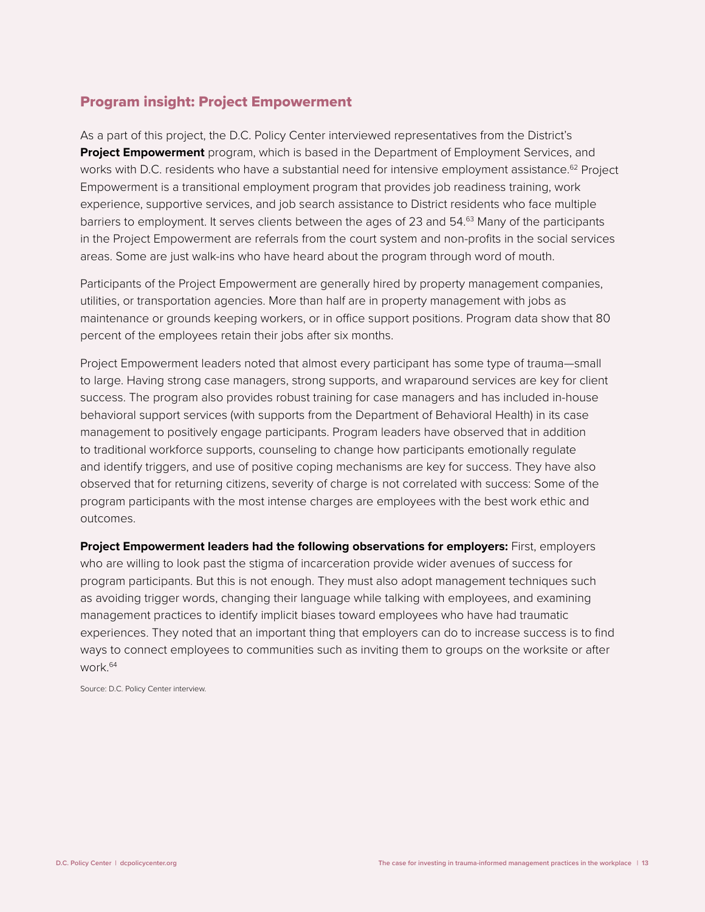## Program insight: Project Empowerment

As a part of this project, the D.C. Policy Center interviewed representatives from the District's **Project Empowerment** program, which is based in the Department of Employment Services, and works with D.C. residents who have a substantial need for intensive employment assistance.[62] Project Empowerment is a transitional employment program that provides job readiness training, work experience, supportive services, and job search assistance to District residents who face multiple barriers to employment. It serves clients between the ages of 23 and 54.[63] Many of the participants in the Project Empowerment are referrals from the court system and non-profits in the social services areas. Some are just walk-ins who have heard about the program through word of mouth.

Participants of the Project Empowerment are generally hired by property management companies, utilities, or transportation agencies. More than half are in property management with jobs as maintenance or grounds keeping workers, or in office support positions. Program data show that 80 percent of the employees retain their jobs after six months.

Project Empowerment leaders noted that almost every participant has some type of trauma—small to large. Having strong case managers, strong supports, and wraparound services are key for client success. The program also provides robust training for case managers and has included in-house behavioral support services (with supports from the Department of Behavioral Health) in its case management to positively engage participants. Program leaders have observed that in addition to traditional workforce supports, counseling to change how participants emotionally regulate and identify triggers, and use of positive coping mechanisms are key for success. They have also observed that for returning citizens, severity of charge is not correlated with success: Some of the program participants with the most intense charges are employees with the best work ethic and outcomes.

**Project Empowerment leaders had the following observations for employers:** First, employers who are willing to look past the stigma of incarceration provide wider avenues of success for program participants. But this is not enough. They must also adopt management techniques such as avoiding trigger words, changing their language while talking with employees, and examining management practices to identify implicit biases toward employees who have had traumatic experiences. They noted that an important thing that employers can do to increase success is to find ways to connect employees to communities such as inviting them to groups on the worksite or after work.[64]

Source: D.C. Policy Center interview.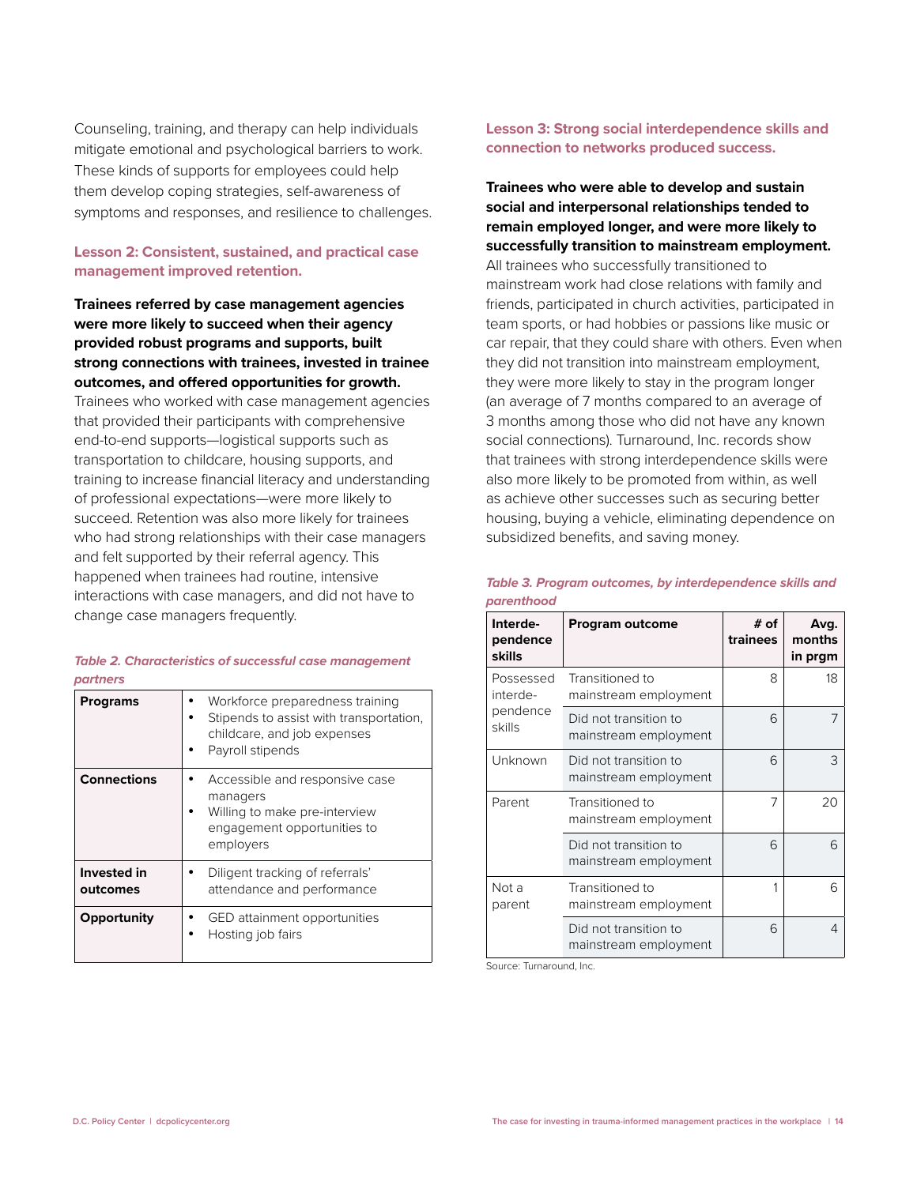Counseling, training, and therapy can help individuals mitigate emotional and psychological barriers to work. These kinds of supports for employees could help them develop coping strategies, self-awareness of symptoms and responses, and resilience to challenges.

### Lesson 2: Consistent, sustained, and practical case management improved retention.

**Trainees referred by case management agencies were more likely to succeed when their agency provided robust programs and supports, built strong connections with trainees, invested in trainee outcomes, and offered opportunities for growth.** Trainees who worked with case management agencies that provided their participants with comprehensive end-to-end supports—logistical supports such as transportation to childcare, housing supports, and training to increase financial literacy and understanding of professional expectations—were more likely to succeed. Retention was also more likely for trainees who had strong relationships with their case managers and felt supported by their referral agency. This happened when trainees had routine, intensive interactions with case managers, and did not have to change case managers frequently.

*Table 2. Characteristics of successful case management partners*

| | |
|---|---|
| **Programs** | • Workforce preparedness training<br>• Stipends to assist with transportation, childcare, and job expenses<br>• Payroll stipends |
| **Connections** | • Accessible and responsive case managers<br>• Willing to make pre-interview engagement opportunities to employers |
| **Invested in outcomes** | • Diligent tracking of referrals' attendance and performance |
| **Opportunity** | • GED attainment opportunities<br>• Hosting job fairs |

### Lesson 3: Strong social interdependence skills and connection to networks produced success.

**Trainees who were able to develop and sustain social and interpersonal relationships tended to remain employed longer, and were more likely to successfully transition to mainstream employment.** All trainees who successfully transitioned to mainstream work had close relations with family and friends, participated in church activities, participated in team sports, or had hobbies or passions like music or car repair, that they could share with others. Even when they did not transition into mainstream employment, they were more likely to stay in the program longer (an average of 7 months compared to an average of 3 months among those who did not have any known social connections). Turnaround, Inc. records show that trainees with strong interdependence skills were also more likely to be promoted from within, as well as achieve other successes such as securing better housing, buying a vehicle, eliminating dependence on subsidized benefits, and saving money.

*Table 3. Program outcomes, by interdependence skills and parenthood*

| Interdependence skills | Program outcome | # of trainees | Avg. months in prgm |
|---|---|---|---|
| Possessed interdependence skills | Transitioned to mainstream employment | 8 | 18 |
| | Did not transition to mainstream employment | 6 | 7 |
| Unknown | Did not transition to mainstream employment | 6 | 3 |
| Parent | Transitioned to mainstream employment | 7 | 20 |
| | Did not transition to mainstream employment | 6 | 6 |
| Not a parent | Transitioned to mainstream employment | 1 | 6 |
| | Did not transition to mainstream employment | 6 | 4 |

Source: Turnaround, Inc.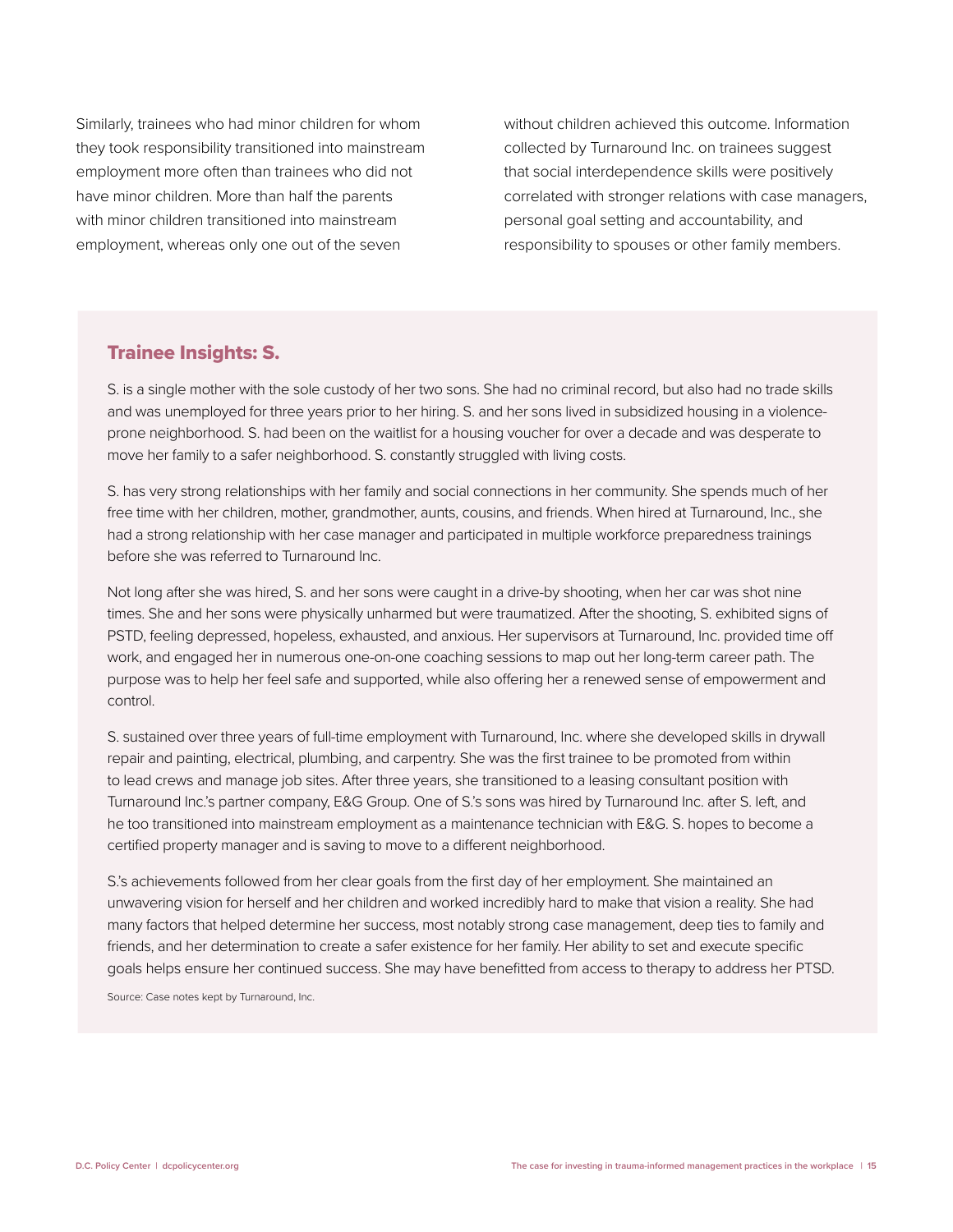Similarly, trainees who had minor children for whom they took responsibility transitioned into mainstream employment more often than trainees who did not have minor children. More than half the parents with minor children transitioned into mainstream employment, whereas only one out of the seven without children achieved this outcome. Information collected by Turnaround Inc. on trainees suggest that social interdependence skills were positively correlated with stronger relations with case managers, personal goal setting and accountability, and responsibility to spouses or other family members.

### Trainee Insights: S.

S. is a single mother with the sole custody of her two sons. She had no criminal record, but also had no trade skills and was unemployed for three years prior to her hiring. S. and her sons lived in subsidized housing in a violence-prone neighborhood. S. had been on the waitlist for a housing voucher for over a decade and was desperate to move her family to a safer neighborhood. S. constantly struggled with living costs.

S. has very strong relationships with her family and social connections in her community. She spends much of her free time with her children, mother, grandmother, aunts, cousins, and friends. When hired at Turnaround, Inc., she had a strong relationship with her case manager and participated in multiple workforce preparedness trainings before she was referred to Turnaround Inc.

Not long after she was hired, S. and her sons were caught in a drive-by shooting, when her car was shot nine times. She and her sons were physically unharmed but were traumatized. After the shooting, S. exhibited signs of PSTD, feeling depressed, hopeless, exhausted, and anxious. Her supervisors at Turnaround, Inc. provided time off work, and engaged her in numerous one-on-one coaching sessions to map out her long-term career path. The purpose was to help her feel safe and supported, while also offering her a renewed sense of empowerment and control.

S. sustained over three years of full-time employment with Turnaround, Inc. where she developed skills in drywall repair and painting, electrical, plumbing, and carpentry. She was the first trainee to be promoted from within to lead crews and manage job sites. After three years, she transitioned to a leasing consultant position with Turnaround Inc.'s partner company, E&G Group. One of S.'s sons was hired by Turnaround Inc. after S. left, and he too transitioned into mainstream employment as a maintenance technician with E&G. S. hopes to become a certified property manager and is saving to move to a different neighborhood.

S.'s achievements followed from her clear goals from the first day of her employment. She maintained an unwavering vision for herself and her children and worked incredibly hard to make that vision a reality. She had many factors that helped determine her success, most notably strong case management, deep ties to family and friends, and her determination to create a safer existence for her family. Her ability to set and execute specific goals helps ensure her continued success. She may have benefitted from access to therapy to address her PTSD.

Source: Case notes kept by Turnaround, Inc.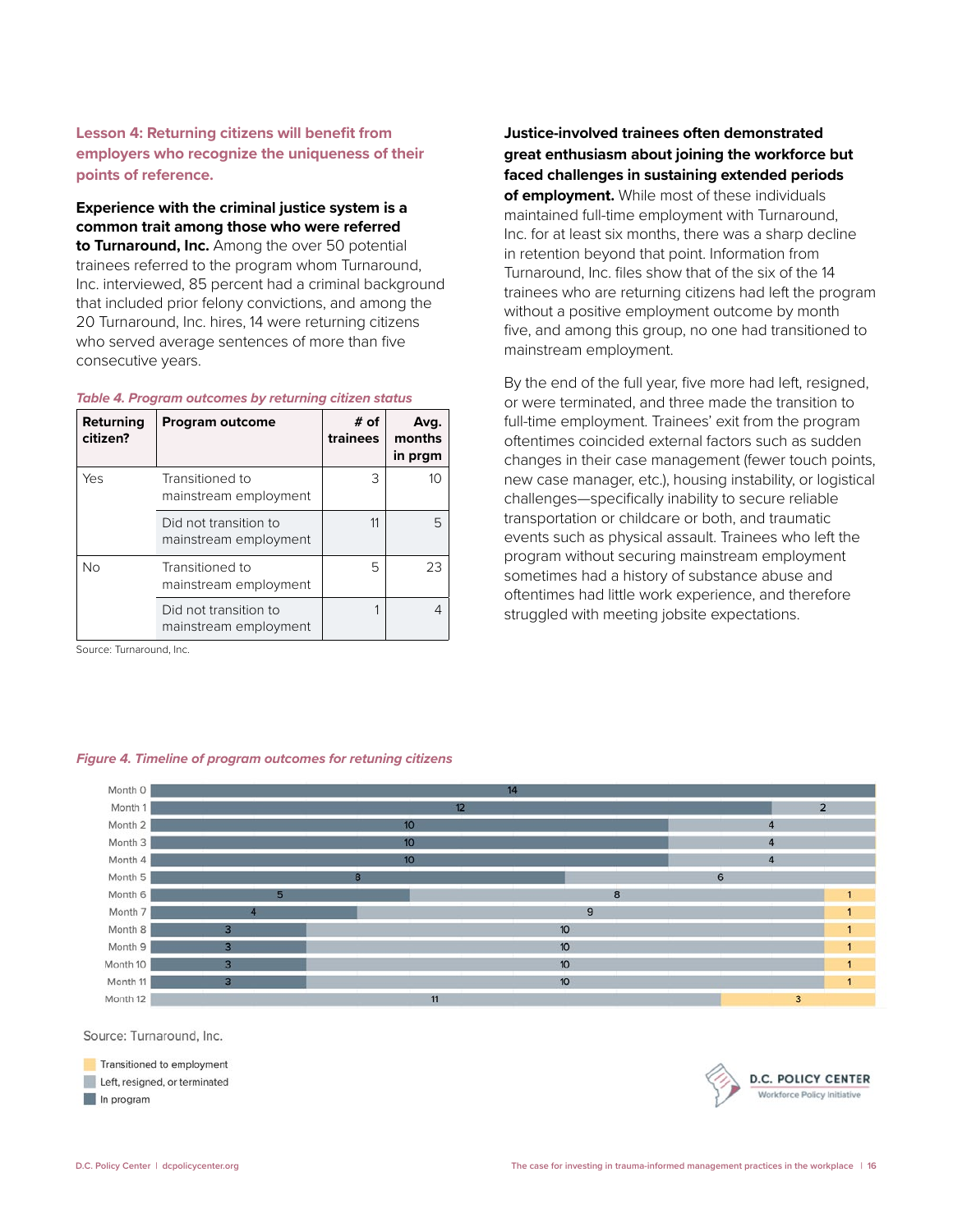**Lesson 4: Returning citizens will benefit from employers who recognize the uniqueness of their points of reference.**

**Experience with the criminal justice system is a common trait among those who were referred to Turnaround, Inc.** Among the over 50 potential trainees referred to the program whom Turnaround, Inc. interviewed, 85 percent had a criminal background that included prior felony convictions, and among the 20 Turnaround, Inc. hires, 14 were returning citizens who served average sentences of more than five consecutive years.

*Table 4. Program outcomes by returning citizen status*

| Returning citizen? | Program outcome | # of trainees | Avg. months in prgm |
|---|---|---|---|
| Yes | Transitioned to mainstream employment | 3 | 10 |
| | Did not transition to mainstream employment | 11 | 5 |
| No | Transitioned to mainstream employment | 5 | 23 |
| | Did not transition to mainstream employment | 1 | 4 |

Source: Turnaround, Inc.

**Justice-involved trainees often demonstrated great enthusiasm about joining the workforce but faced challenges in sustaining extended periods of employment.** While most of these individuals maintained full-time employment with Turnaround, Inc. for at least six months, there was a sharp decline in retention beyond that point. Information from Turnaround, Inc. files show that of the six of the 14 trainees who are returning citizens had left the program without a positive employment outcome by month five, and among this group, no one had transitioned to mainstream employment.

By the end of the full year, five more had left, resigned, or were terminated, and three made the transition to full-time employment. Trainees' exit from the program oftentimes coincided external factors such as sudden changes in their case management (fewer touch points, new case manager, etc.), housing instability, or logistical challenges—specifically inability to secure reliable transportation or childcare or both, and traumatic events such as physical assault. Trainees who left the program without securing mainstream employment sometimes had a history of substance abuse and oftentimes had little work experience, and therefore struggled with meeting jobsite expectations.

*Figure 4. Timeline of program outcomes for retuning citizens*

| | In program | Left, resigned, or terminated | Transitioned to employment |
|---|---|---|---|
| Month 0 | 14 | | |
| Month 1 | 12 | 2 | |
| Month 2 | 10 | 4 | |
| Month 3 | 10 | 4 | |
| Month 4 | 10 | 4 | |
| Month 5 | 8 | 6 | |
| Month 6 | 5 | 8 | 1 |
| Month 7 | 4 | 9 | 1 |
| Month 8 | 3 | 10 | 1 |
| Month 9 | 3 | 10 | 1 |
| Month 10 | 3 | 10 | 1 |
| Month 11 | 3 | 10 | 1 |
| Month 12 | | 11 | 3 |

Source: Turnaround, Inc.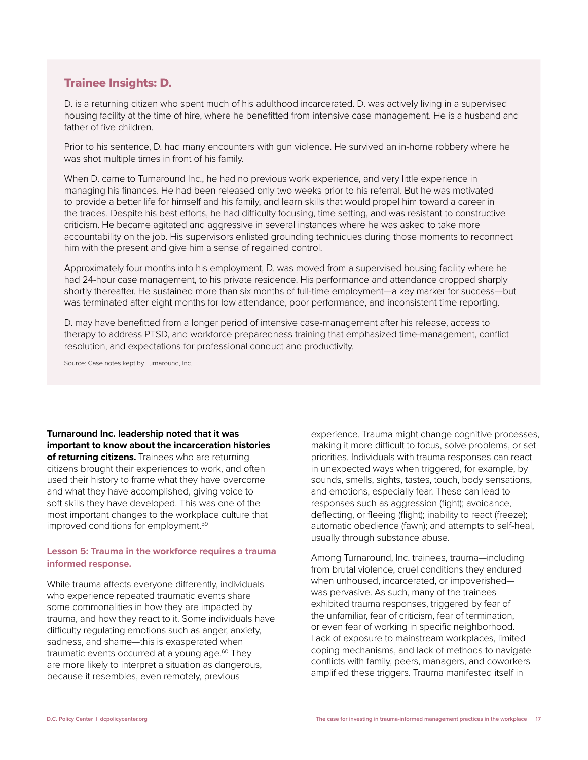## Trainee Insights: D.

D. is a returning citizen who spent much of his adulthood incarcerated. D. was actively living in a supervised housing facility at the time of hire, where he benefitted from intensive case management. He is a husband and father of five children.

Prior to his sentence, D. had many encounters with gun violence. He survived an in-home robbery where he was shot multiple times in front of his family.

When D. came to Turnaround Inc., he had no previous work experience, and very little experience in managing his finances. He had been released only two weeks prior to his referral. But he was motivated to provide a better life for himself and his family, and learn skills that would propel him toward a career in the trades. Despite his best efforts, he had difficulty focusing, time setting, and was resistant to constructive criticism. He became agitated and aggressive in several instances where he was asked to take more accountability on the job. His supervisors enlisted grounding techniques during those moments to reconnect him with the present and give him a sense of regained control.

Approximately four months into his employment, D. was moved from a supervised housing facility where he had 24-hour case management, to his private residence. His performance and attendance dropped sharply shortly thereafter. He sustained more than six months of full-time employment—a key marker for success—but was terminated after eight months for low attendance, poor performance, and inconsistent time reporting.

D. may have benefitted from a longer period of intensive case-management after his release, access to therapy to address PTSD, and workforce preparedness training that emphasized time-management, conflict resolution, and expectations for professional conduct and productivity.

Source: Case notes kept by Turnaround, Inc.

**Turnaround Inc. leadership noted that it was important to know about the incarceration histories of returning citizens.** Trainees who are returning citizens brought their experiences to work, and often used their history to frame what they have overcome and what they have accomplished, giving voice to soft skills they have developed. This was one of the most important changes to the workplace culture that improved conditions for employment.[59]

### Lesson 5: Trauma in the workforce requires a trauma informed response.

While trauma affects everyone differently, individuals who experience repeated traumatic events share some commonalities in how they are impacted by trauma, and how they react to it. Some individuals have difficulty regulating emotions such as anger, anxiety, sadness, and shame—this is exasperated when traumatic events occurred at a young age.[60] They are more likely to interpret a situation as dangerous, because it resembles, even remotely, previous experience. Trauma might change cognitive processes, making it more difficult to focus, solve problems, or set priorities. Individuals with trauma responses can react in unexpected ways when triggered, for example, by sounds, smells, sights, tastes, touch, body sensations, and emotions, especially fear. These can lead to responses such as aggression (fight); avoidance, deflecting, or fleeing (flight); inability to react (freeze); automatic obedience (fawn); and attempts to self-heal, usually through substance abuse.

Among Turnaround, Inc. trainees, trauma—including from brutal violence, cruel conditions they endured when unhoused, incarcerated, or impoverished—was pervasive. As such, many of the trainees exhibited trauma responses, triggered by fear of the unfamiliar, fear of criticism, fear of termination, or even fear of working in specific neighborhood. Lack of exposure to mainstream workplaces, limited coping mechanisms, and lack of methods to navigate conflicts with family, peers, managers, and coworkers amplified these triggers. Trauma manifested itself in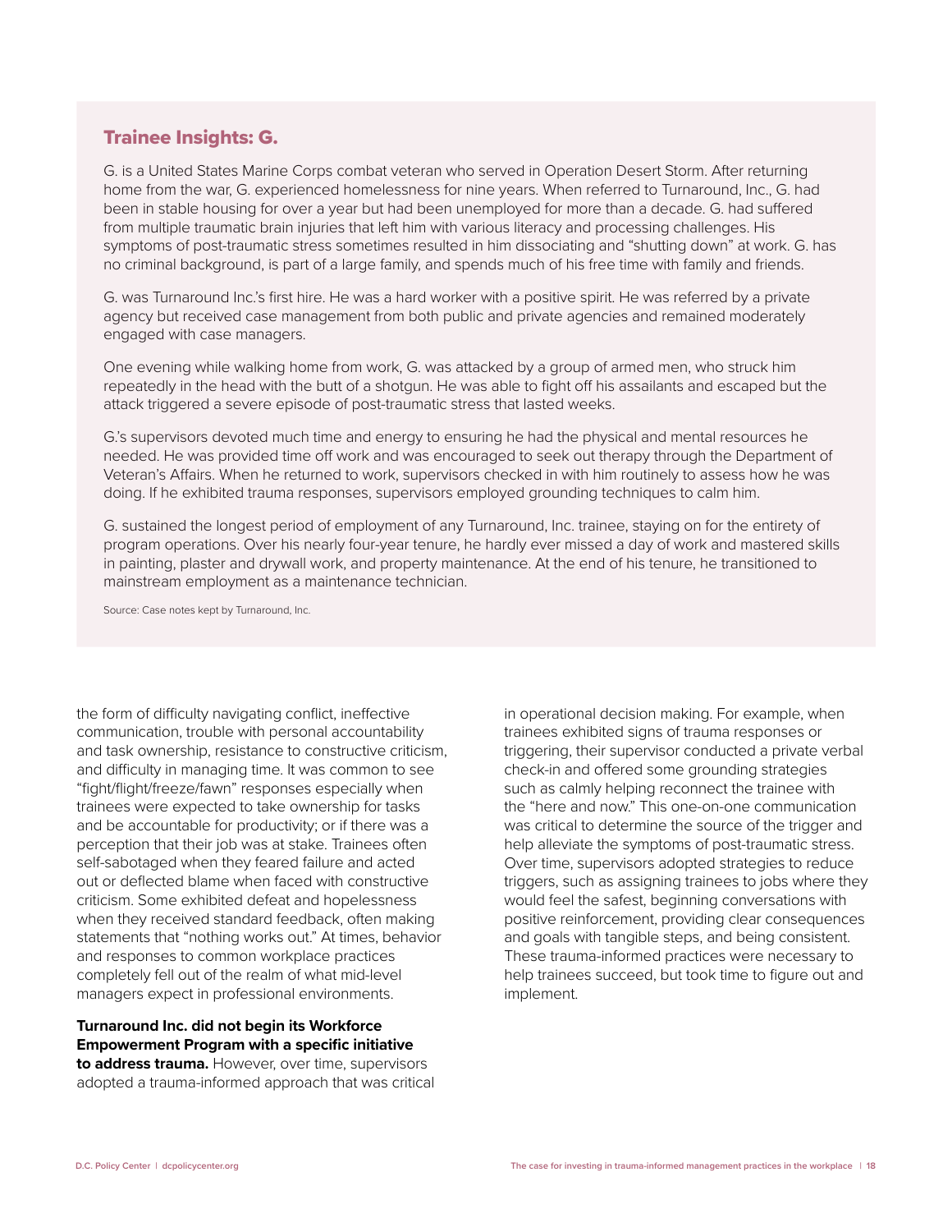## Trainee Insights: G.

G. is a United States Marine Corps combat veteran who served in Operation Desert Storm. After returning home from the war, G. experienced homelessness for nine years. When referred to Turnaround, Inc., G. had been in stable housing for over a year but had been unemployed for more than a decade. G. had suffered from multiple traumatic brain injuries that left him with various literacy and processing challenges. His symptoms of post-traumatic stress sometimes resulted in him dissociating and "shutting down" at work. G. has no criminal background, is part of a large family, and spends much of his free time with family and friends.

G. was Turnaround Inc.'s first hire. He was a hard worker with a positive spirit. He was referred by a private agency but received case management from both public and private agencies and remained moderately engaged with case managers.

One evening while walking home from work, G. was attacked by a group of armed men, who struck him repeatedly in the head with the butt of a shotgun. He was able to fight off his assailants and escaped but the attack triggered a severe episode of post-traumatic stress that lasted weeks.

G.'s supervisors devoted much time and energy to ensuring he had the physical and mental resources he needed. He was provided time off work and was encouraged to seek out therapy through the Department of Veteran's Affairs. When he returned to work, supervisors checked in with him routinely to assess how he was doing. If he exhibited trauma responses, supervisors employed grounding techniques to calm him.

G. sustained the longest period of employment of any Turnaround, Inc. trainee, staying on for the entirety of program operations. Over his nearly four-year tenure, he hardly ever missed a day of work and mastered skills in painting, plaster and drywall work, and property maintenance. At the end of his tenure, he transitioned to mainstream employment as a maintenance technician.

Source: Case notes kept by Turnaround, Inc.

the form of difficulty navigating conflict, ineffective communication, trouble with personal accountability and task ownership, resistance to constructive criticism, and difficulty in managing time. It was common to see "fight/flight/freeze/fawn" responses especially when trainees were expected to take ownership for tasks and be accountable for productivity; or if there was a perception that their job was at stake. Trainees often self-sabotaged when they feared failure and acted out or deflected blame when faced with constructive criticism. Some exhibited defeat and hopelessness when they received standard feedback, often making statements that "nothing works out." At times, behavior and responses to common workplace practices completely fell out of the realm of what mid-level managers expect in professional environments.

**Turnaround Inc. did not begin its Workforce Empowerment Program with a specific initiative to address trauma.** However, over time, supervisors adopted a trauma-informed approach that was critical in operational decision making. For example, when trainees exhibited signs of trauma responses or triggering, their supervisor conducted a private verbal check-in and offered some grounding strategies such as calmly helping reconnect the trainee with the "here and now." This one-on-one communication was critical to determine the source of the trigger and help alleviate the symptoms of post-traumatic stress. Over time, supervisors adopted strategies to reduce triggers, such as assigning trainees to jobs where they would feel the safest, beginning conversations with positive reinforcement, providing clear consequences and goals with tangible steps, and being consistent. These trauma-informed practices were necessary to help trainees succeed, but took time to figure out and implement.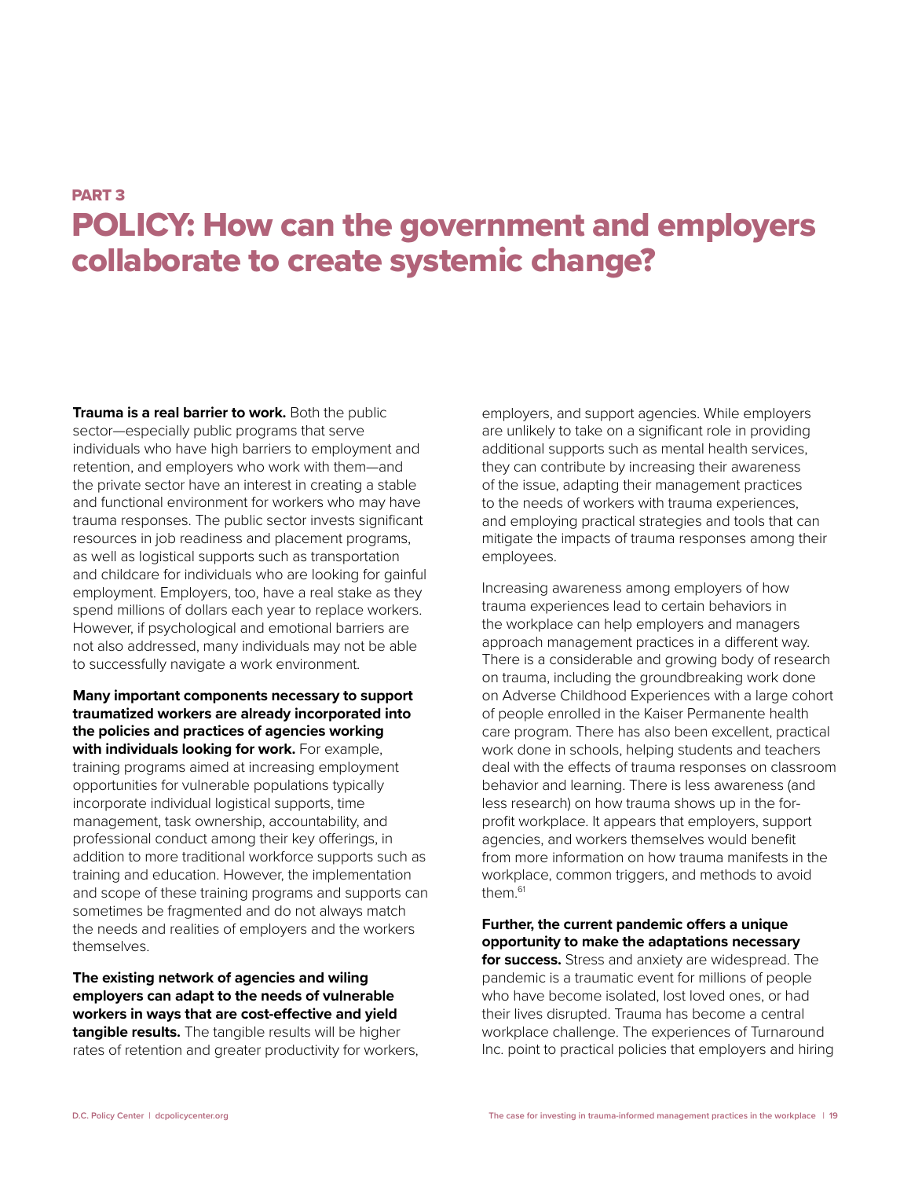PART 3

# POLICY: How can the government and employers collaborate to create systemic change?

**Trauma is a real barrier to work.** Both the public sector—especially public programs that serve individuals who have high barriers to employment and retention, and employers who work with them—and the private sector have an interest in creating a stable and functional environment for workers who may have trauma responses. The public sector invests significant resources in job readiness and placement programs, as well as logistical supports such as transportation and childcare for individuals who are looking for gainful employment. Employers, too, have a real stake as they spend millions of dollars each year to replace workers. However, if psychological and emotional barriers are not also addressed, many individuals may not be able to successfully navigate a work environment.

**Many important components necessary to support traumatized workers are already incorporated into the policies and practices of agencies working with individuals looking for work.** For example, training programs aimed at increasing employment opportunities for vulnerable populations typically incorporate individual logistical supports, time management, task ownership, accountability, and professional conduct among their key offerings, in addition to more traditional workforce supports such as training and education. However, the implementation and scope of these training programs and supports can sometimes be fragmented and do not always match the needs and realities of employers and the workers themselves.

**The existing network of agencies and wiling employers can adapt to the needs of vulnerable workers in ways that are cost-effective and yield tangible results.** The tangible results will be higher rates of retention and greater productivity for workers, employers, and support agencies. While employers are unlikely to take on a significant role in providing additional supports such as mental health services, they can contribute by increasing their awareness of the issue, adapting their management practices to the needs of workers with trauma experiences, and employing practical strategies and tools that can mitigate the impacts of trauma responses among their employees.

Increasing awareness among employers of how trauma experiences lead to certain behaviors in the workplace can help employers and managers approach management practices in a different way. There is a considerable and growing body of research on trauma, including the groundbreaking work done on Adverse Childhood Experiences with a large cohort of people enrolled in the Kaiser Permanente health care program. There has also been excellent, practical work done in schools, helping students and teachers deal with the effects of trauma responses on classroom behavior and learning. There is less awareness (and less research) on how trauma shows up in the for-profit workplace. It appears that employers, support agencies, and workers themselves would benefit from more information on how trauma manifests in the workplace, common triggers, and methods to avoid them.[61]

**Further, the current pandemic offers a unique opportunity to make the adaptations necessary for success.** Stress and anxiety are widespread. The pandemic is a traumatic event for millions of people who have become isolated, lost loved ones, or had their lives disrupted. Trauma has become a central workplace challenge. The experiences of Turnaround Inc. point to practical policies that employers and hiring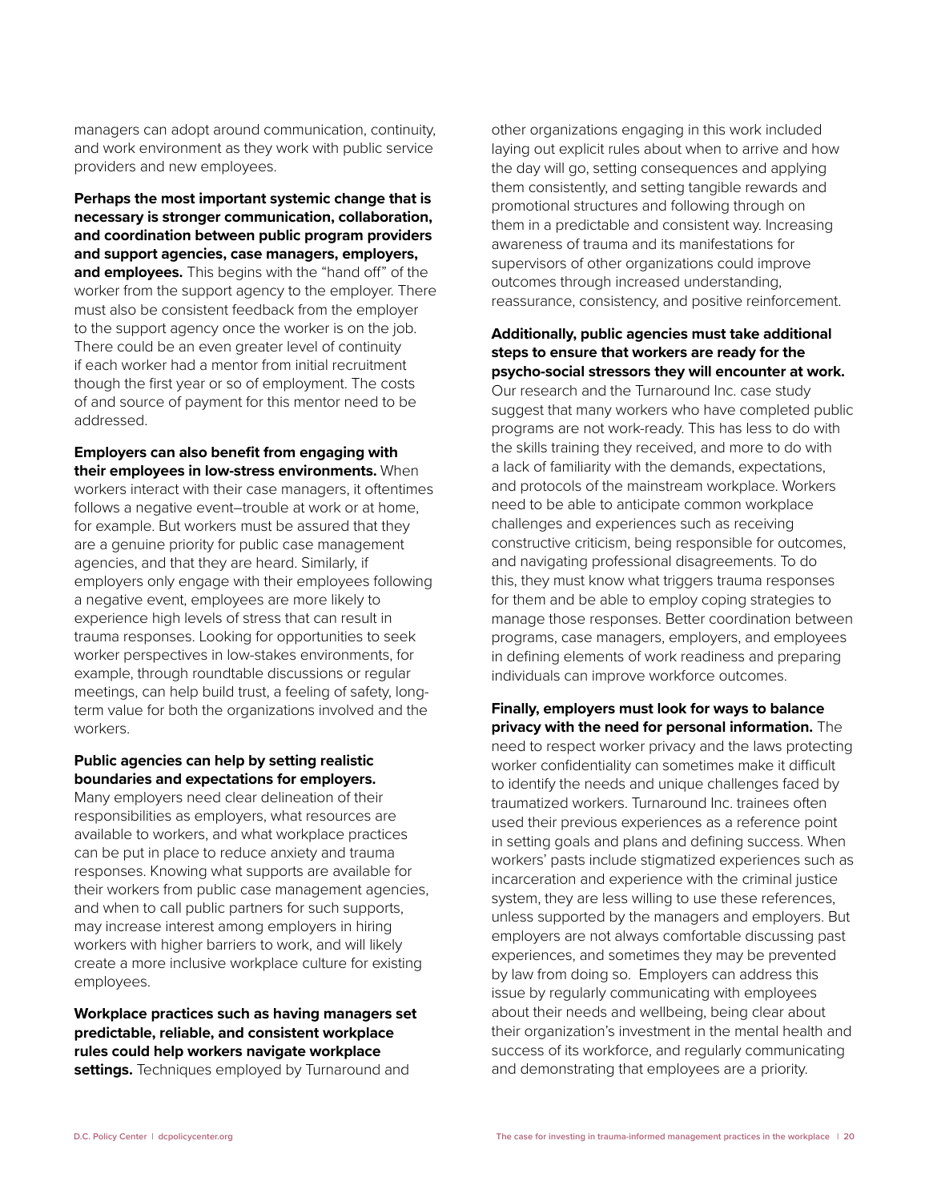managers can adopt around communication, continuity, and work environment as they work with public service providers and new employees.

**Perhaps the most important systemic change that is necessary is stronger communication, collaboration, and coordination between public program providers and support agencies, case managers, employers, and employees.** This begins with the "hand off" of the worker from the support agency to the employer. There must also be consistent feedback from the employer to the support agency once the worker is on the job. There could be an even greater level of continuity if each worker had a mentor from initial recruitment though the first year or so of employment. The costs of and source of payment for this mentor need to be addressed.

**Employers can also benefit from engaging with their employees in low-stress environments.** When workers interact with their case managers, it oftentimes follows a negative event–trouble at work or at home, for example. But workers must be assured that they are a genuine priority for public case management agencies, and that they are heard. Similarly, if employers only engage with their employees following a negative event, employees are more likely to experience high levels of stress that can result in trauma responses. Looking for opportunities to seek worker perspectives in low-stakes environments, for example, through roundtable discussions or regular meetings, can help build trust, a feeling of safety, long-term value for both the organizations involved and the workers.

**Public agencies can help by setting realistic boundaries and expectations for employers.** Many employers need clear delineation of their responsibilities as employers, what resources are available to workers, and what workplace practices can be put in place to reduce anxiety and trauma responses. Knowing what supports are available for their workers from public case management agencies, and when to call public partners for such supports, may increase interest among employers in hiring workers with higher barriers to work, and will likely create a more inclusive workplace culture for existing employees.

**Workplace practices such as having managers set predictable, reliable, and consistent workplace rules could help workers navigate workplace settings.** Techniques employed by Turnaround and other organizations engaging in this work included laying out explicit rules about when to arrive and how the day will go, setting consequences and applying them consistently, and setting tangible rewards and promotional structures and following through on them in a predictable and consistent way. Increasing awareness of trauma and its manifestations for supervisors of other organizations could improve outcomes through increased understanding, reassurance, consistency, and positive reinforcement.

**Additionally, public agencies must take additional steps to ensure that workers are ready for the psycho-social stressors they will encounter at work.** Our research and the Turnaround Inc. case study suggest that many workers who have completed public programs are not work-ready. This has less to do with the skills training they received, and more to do with a lack of familiarity with the demands, expectations, and protocols of the mainstream workplace. Workers need to be able to anticipate common workplace challenges and experiences such as receiving constructive criticism, being responsible for outcomes, and navigating professional disagreements. To do this, they must know what triggers trauma responses for them and be able to employ coping strategies to manage those responses. Better coordination between programs, case managers, employers, and employees in defining elements of work readiness and preparing individuals can improve workforce outcomes.

**Finally, employers must look for ways to balance privacy with the need for personal information.** The need to respect worker privacy and the laws protecting worker confidentiality can sometimes make it difficult to identify the needs and unique challenges faced by traumatized workers. Turnaround Inc. trainees often used their previous experiences as a reference point in setting goals and plans and defining success. When workers' pasts include stigmatized experiences such as incarceration and experience with the criminal justice system, they are less willing to use these references, unless supported by the managers and employers. But employers are not always comfortable discussing past experiences, and sometimes they may be prevented by law from doing so. Employers can address this issue by regularly communicating with employees about their needs and wellbeing, being clear about their organization's investment in the mental health and success of its workforce, and regularly communicating and demonstrating that employees are a priority.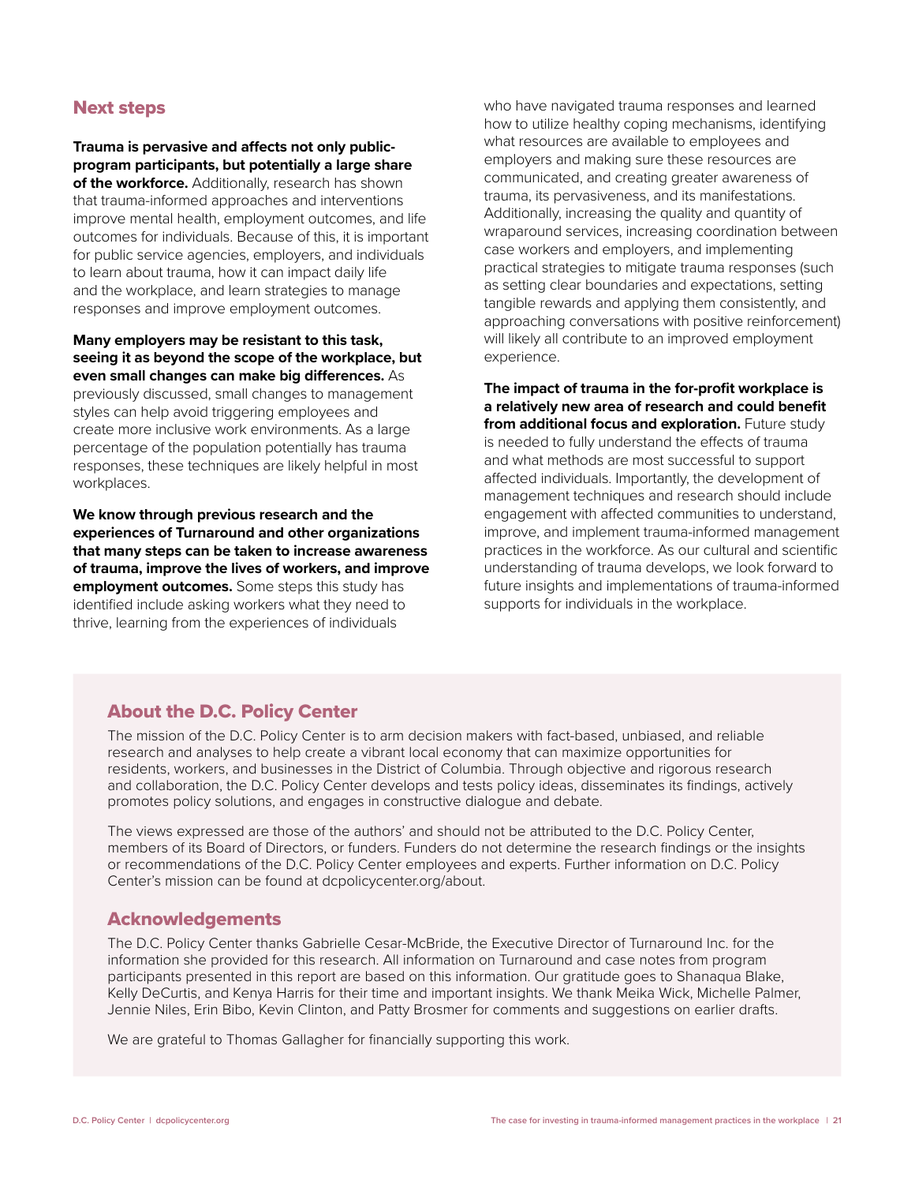## Next steps

**Trauma is pervasive and affects not only public-program participants, but potentially a large share of the workforce.** Additionally, research has shown that trauma-informed approaches and interventions improve mental health, employment outcomes, and life outcomes for individuals. Because of this, it is important for public service agencies, employers, and individuals to learn about trauma, how it can impact daily life and the workplace, and learn strategies to manage responses and improve employment outcomes.

**Many employers may be resistant to this task, seeing it as beyond the scope of the workplace, but even small changes can make big differences.** As previously discussed, small changes to management styles can help avoid triggering employees and create more inclusive work environments. As a large percentage of the population potentially has trauma responses, these techniques are likely helpful in most workplaces.

**We know through previous research and the experiences of Turnaround and other organizations that many steps can be taken to increase awareness of trauma, improve the lives of workers, and improve employment outcomes.** Some steps this study has identified include asking workers what they need to thrive, learning from the experiences of individuals who have navigated trauma responses and learned how to utilize healthy coping mechanisms, identifying what resources are available to employees and employers and making sure these resources are communicated, and creating greater awareness of trauma, its pervasiveness, and its manifestations. Additionally, increasing the quality and quantity of wraparound services, increasing coordination between case workers and employers, and implementing practical strategies to mitigate trauma responses (such as setting clear boundaries and expectations, setting tangible rewards and applying them consistently, and approaching conversations with positive reinforcement) will likely all contribute to an improved employment experience.

**The impact of trauma in the for-profit workplace is a relatively new area of research and could benefit from additional focus and exploration.** Future study is needed to fully understand the effects of trauma and what methods are most successful to support affected individuals. Importantly, the development of management techniques and research should include engagement with affected communities to understand, improve, and implement trauma-informed management practices in the workforce. As our cultural and scientific understanding of trauma develops, we look forward to future insights and implementations of trauma-informed supports for individuals in the workplace.

## About the D.C. Policy Center

The mission of the D.C. Policy Center is to arm decision makers with fact-based, unbiased, and reliable research and analyses to help create a vibrant local economy that can maximize opportunities for residents, workers, and businesses in the District of Columbia. Through objective and rigorous research and collaboration, the D.C. Policy Center develops and tests policy ideas, disseminates its findings, actively promotes policy solutions, and engages in constructive dialogue and debate.

The views expressed are those of the authors' and should not be attributed to the D.C. Policy Center, members of its Board of Directors, or funders. Funders do not determine the research findings or the insights or recommendations of the D.C. Policy Center employees and experts. Further information on D.C. Policy Center's mission can be found at dcpolicycenter.org/about.

## Acknowledgements

The D.C. Policy Center thanks Gabrielle Cesar-McBride, the Executive Director of Turnaround Inc. for the information she provided for this research. All information on Turnaround and case notes from program participants presented in this report are based on this information. Our gratitude goes to Shanaqua Blake, Kelly DeCurtis, and Kenya Harris for their time and important insights. We thank Meika Wick, Michelle Palmer, Jennie Niles, Erin Bibo, Kevin Clinton, and Patty Brosmer for comments and suggestions on earlier drafts.

We are grateful to Thomas Gallagher for financially supporting this work.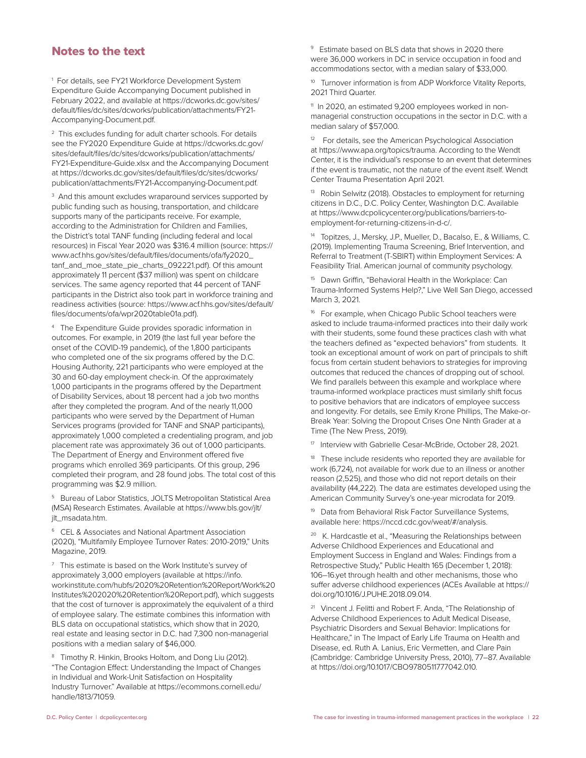## Notes to the text

[1] For details, see FY21 Workforce Development System Expenditure Guide Accompanying Document published in February 2022, and available at https://dcworks.dc.gov/sites/default/files/dc/sites/dcworks/publication/attachments/FY21-Accompanying-Document.pdf.

[2] This excludes funding for adult charter schools. For details see the FY2020 Expenditure Guide at https://dcworks.dc.gov/sites/default/files/dc/sites/dcworks/publication/attachments/FY21-Expenditure-Guide.xlsx and the Accompanying Document at https://dcworks.dc.gov/sites/default/files/dc/sites/dcworks/publication/attachments/FY21-Accompanying-Document.pdf.

[3] And this amount excludes wraparound services supported by public funding such as housing, transportation, and childcare supports many of the participants receive. For example, according to the Administration for Children and Families, the District's total TANF funding (including federal and local resources) in Fiscal Year 2020 was $316.4 million (source: https://www.acf.hhs.gov/sites/default/files/documents/ofa/fy2020_tanf_and_moe_state_pie_charts_092221.pdf). Of this amount approximately 11 percent ($37 million) was spent on childcare services. The same agency reported that 44 percent of TANF participants in the District also took part in workforce training and readiness activities (source: https://www.acf.hhs.gov/sites/default/files/documents/ofa/wpr2020table01a.pdf).

[4] The Expenditure Guide provides sporadic information in outcomes. For example, in 2019 (the last full year before the onset of the COVID-19 pandemic), of the 1,800 participants who completed one of the six programs offered by the D.C. Housing Authority, 221 participants who were employed at the 30 and 60-day employment check-in. Of the approximately 1,000 participants in the programs offered by the Department of Disability Services, about 18 percent had a job two months after they completed the program. And of the nearly 11,000 participants who were served by the Department of Human Services programs (provided for TANF and SNAP participants), approximately 1,000 completed a credentialing program, and job placement rate was approximately 36 out of 1,000 participants. The Department of Energy and Environment offered five programs which enrolled 369 participants. Of this group, 296 completed their program, and 28 found jobs. The total cost of this programming was $2.9 million.

[5] Bureau of Labor Statistics, JOLTS Metropolitan Statistical Area (MSA) Research Estimates. Available at https://www.bls.gov/jlt/jlt_msadata.htm.

[6] CEL & Associates and National Apartment Association (2020), "Multifamily Employee Turnover Rates: 2010-2019," Units Magazine, 2019.

[7] This estimate is based on the Work Institute's survey of approximately 3,000 employers (available at https://info.workinstitute.com/hubfs/2020%20Retention%20Report/Work%20Institutes%202020%20Retention%20Report.pdf), which suggests that the cost of turnover is approximately the equivalent of a third of employee salary. The estimate combines this information with BLS data on occupational statistics, which show that in 2020, real estate and leasing sector in D.C. had 7,300 non-managerial positions with a median salary of $46,000.

[8] Timothy R. Hinkin, Brooks Holtom, and Dong Liu (2012). "The Contagion Effect: Understanding the Impact of Changes in Individual and Work-Unit Satisfaction on Hospitality Industry Turnover." Available at https://ecommons.cornell.edu/handle/1813/71059.

[9] Estimate based on BLS data that shows in 2020 there were 36,000 workers in DC in service occupation in food and accommodations sector, with a median salary of $33,000.

[10] Turnover information is from ADP Workforce Vitality Reports, 2021 Third Quarter.

[11] In 2020, an estimated 9,200 employees worked in non-managerial construction occupations in the sector in D.C. with a median salary of $57,000.

[12] For details, see the American Psychological Association at https://www.apa.org/topics/trauma. According to the Wendt Center, it is the individual's response to an event that determines if the event is traumatic, not the nature of the event itself. Wendt Center Trauma Presentation April 2021.

[13] Robin Selwitz (2018). Obstacles to employment for returning citizens in D.C., D.C. Policy Center, Washington D.C. Available at https://www.dcpolicycenter.org/publications/barriers-to-employment-for-returning-citizens-in-d-c/.

[14] Topitzes, J., Mersky, J.P., Mueller, D., Bacalso, E., & Williams, C. (2019). Implementing Trauma Screening, Brief Intervention, and Referral to Treatment (T-SBIRT) within Employment Services: A Feasibility Trial. American journal of community psychology.

[15] Dawn Griffin, "Behavioral Health in the Workplace: Can Trauma-Informed Systems Help?," Live Well San Diego, accessed March 3, 2021.

[16] For example, when Chicago Public School teachers were asked to include trauma-informed practices into their daily work with their students, some found these practices clash with what the teachers defined as "expected behaviors" from students. It took an exceptional amount of work on part of principals to shift focus from certain student behaviors to strategies for improving outcomes that reduced the chances of dropping out of school. We find parallels between this example and workplace where trauma-informed workplace practices must similarly shift focus to positive behaviors that are indicators of employee success and longevity. For details, see Emily Krone Phillips, The Make-or-Break Year: Solving the Dropout Crises One Ninth Grader at a Time (The New Press, 2019).

[17] Interview with Gabrielle Cesar-McBride, October 28, 2021.

[18] These include residents who reported they are available for work (6,724), not available for work due to an illness or another reason (2,525), and those who did not report details on their availability (44,222). The data are estimates developed using the American Community Survey's one-year microdata for 2019.

[19] Data from Behavioral Risk Factor Surveillance Systems, available here: https://nccd.cdc.gov/weat/#/analysis.

[20] K. Hardcastle et al., "Measuring the Relationships between Adverse Childhood Experiences and Educational and Employment Success in England and Wales: Findings from a Retrospective Study," Public Health 165 (December 1, 2018): 106–16.yet through health and other mechanisms, those who suffer adverse childhood experiences (ACEs Available at https://doi.org/10.1016/J.PUHE.2018.09.014.

[21] Vincent J. Felitti and Robert F. Anda, "The Relationship of Adverse Childhood Experiences to Adult Medical Disease, Psychiatric Disorders and Sexual Behavior: Implications for Healthcare," in The Impact of Early Life Trauma on Health and Disease, ed. Ruth A. Lanius, Eric Vermetten, and Clare Pain (Cambridge: Cambridge University Press, 2010), 77–87. Available at https://doi.org/10.1017/CBO9780511777042.010.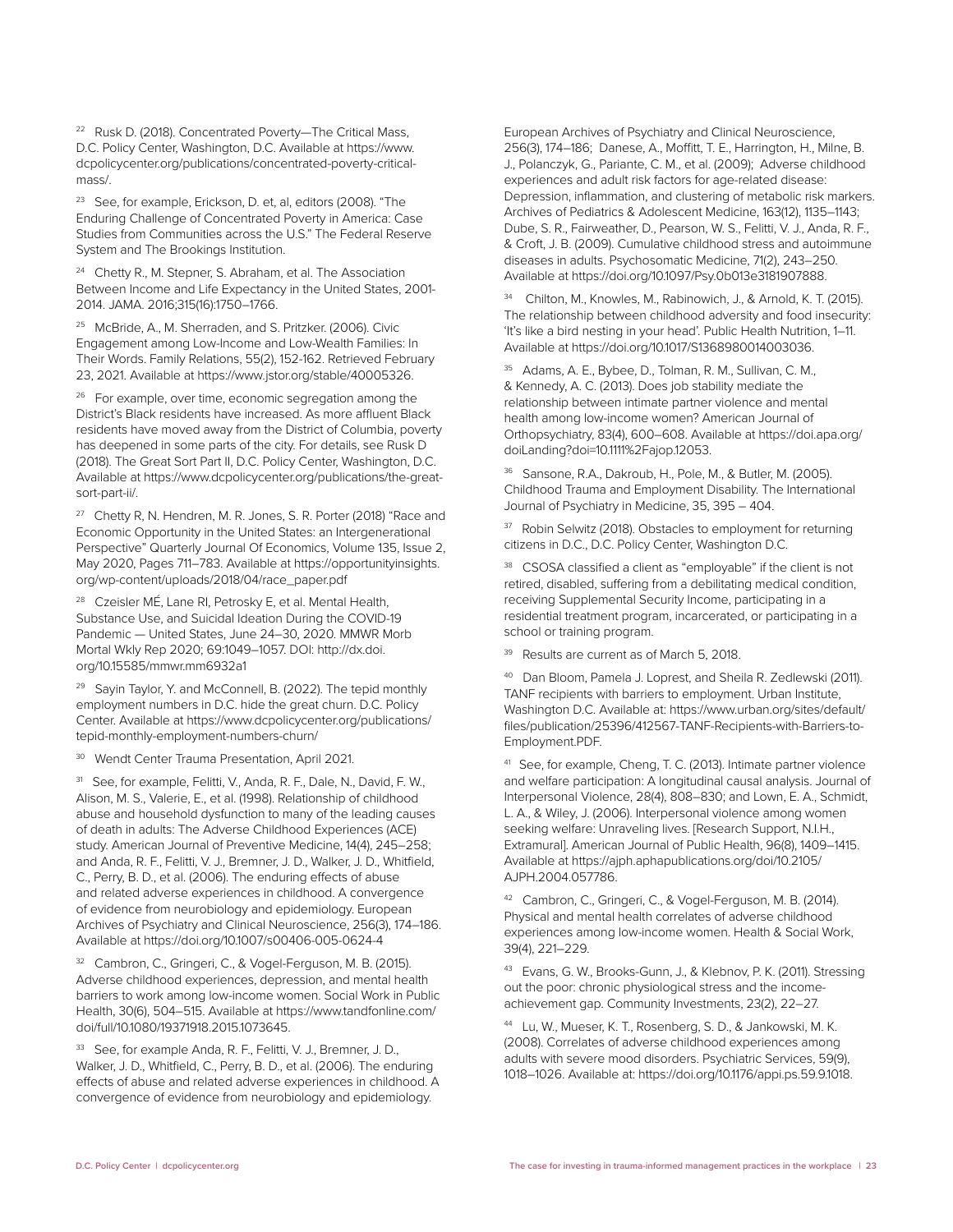[22] Rusk D. (2018). Concentrated Poverty—The Critical Mass, D.C. Policy Center, Washington, D.C. Available at https://www.dcpolicycenter.org/publications/concentrated-poverty-critical-mass/.

[23] See, for example, Erickson, D. et, al, editors (2008). "The Enduring Challenge of Concentrated Poverty in America: Case Studies from Communities across the U.S." The Federal Reserve System and The Brookings Institution.

[24] Chetty R., M. Stepner, S. Abraham, et al. The Association Between Income and Life Expectancy in the United States, 2001-2014. JAMA. 2016;315(16):1750–1766.

[25] McBride, A., M. Sherraden, and S. Pritzker. (2006). Civic Engagement among Low-Income and Low-Wealth Families: In Their Words. Family Relations, 55(2), 152-162. Retrieved February 23, 2021. Available at https://www.jstor.org/stable/40005326.

[26] For example, over time, economic segregation among the District's Black residents have increased. As more affluent Black residents have moved away from the District of Columbia, poverty has deepened in some parts of the city. For details, see Rusk D (2018). The Great Sort Part II, D.C. Policy Center, Washington, D.C. Available at https://www.dcpolicycenter.org/publications/the-great-sort-part-ii/.

[27] Chetty R, N. Hendren, M. R. Jones, S. R. Porter (2018) "Race and Economic Opportunity in the United States: an Intergenerational Perspective" Quarterly Journal Of Economics, Volume 135, Issue 2, May 2020, Pages 711–783. Available at https://opportunityinsights.org/wp-content/uploads/2018/04/race_paper.pdf

[28] Czeisler MÉ, Lane RI, Petrosky E, et al. Mental Health, Substance Use, and Suicidal Ideation During the COVID-19 Pandemic — United States, June 24–30, 2020. MMWR Morb Mortal Wkly Rep 2020; 69:1049–1057. DOI: http://dx.doi.org/10.15585/mmwr.mm6932a1

[29] Sayin Taylor, Y. and McConnell, B. (2022). The tepid monthly employment numbers in D.C. hide the great churn. D.C. Policy Center. Available at https://www.dcpolicycenter.org/publications/tepid-monthly-employment-numbers-churn/

[30] Wendt Center Trauma Presentation, April 2021.

[31] See, for example, Felitti, V., Anda, R. F., Dale, N., David, F. W., Alison, M. S., Valerie, E., et al. (1998). Relationship of childhood abuse and household dysfunction to many of the leading causes of death in adults: The Adverse Childhood Experiences (ACE) study. American Journal of Preventive Medicine, 14(4), 245–258; and Anda, R. F., Felitti, V. J., Bremner, J. D., Walker, J. D., Whitfield, C., Perry, B. D., et al. (2006). The enduring effects of abuse and related adverse experiences in childhood. A convergence of evidence from neurobiology and epidemiology. European Archives of Psychiatry and Clinical Neuroscience, 256(3), 174–186. Available at https://doi.org/10.1007/s00406-005-0624-4

[32] Cambron, C., Gringeri, C., & Vogel-Ferguson, M. B. (2015). Adverse childhood experiences, depression, and mental health barriers to work among low-income women. Social Work in Public Health, 30(6), 504–515. Available at https://www.tandfonline.com/doi/full/10.1080/19371918.2015.1073645.

[33] See, for example Anda, R. F., Felitti, V. J., Bremner, J. D., Walker, J. D., Whitfield, C., Perry, B. D., et al. (2006). The enduring effects of abuse and related adverse experiences in childhood. A convergence of evidence from neurobiology and epidemiology. European Archives of Psychiatry and Clinical Neuroscience, 256(3), 174–186; Danese, A., Moffitt, T. E., Harrington, H., Milne, B. J., Polanczyk, G., Pariante, C. M., et al. (2009); Adverse childhood experiences and adult risk factors for age-related disease: Depression, inflammation, and clustering of metabolic risk markers. Archives of Pediatrics & Adolescent Medicine, 163(12), 1135–1143; Dube, S. R., Fairweather, D., Pearson, W. S., Felitti, V. J., Anda, R. F., & Croft, J. B. (2009). Cumulative childhood stress and autoimmune diseases in adults. Psychosomatic Medicine, 71(2), 243–250. Available at https://doi.org/10.1097/Psy.0b013e3181907888.

[34] Chilton, M., Knowles, M., Rabinowich, J., & Arnold, K. T. (2015). The relationship between childhood adversity and food insecurity: 'It's like a bird nesting in your head'. Public Health Nutrition, 1–11. Available at https://doi.org/10.1017/S1368980014003036.

[35] Adams, A. E., Bybee, D., Tolman, R. M., Sullivan, C. M., & Kennedy, A. C. (2013). Does job stability mediate the relationship between intimate partner violence and mental health among low-income women? American Journal of Orthopsychiatry, 83(4), 600–608. Available at https://doi.apa.org/doiLanding?doi=10.1111%2Fajop.12053.

[36] Sansone, R.A., Dakroub, H., Pole, M., & Butler, M. (2005). Childhood Trauma and Employment Disability. The International Journal of Psychiatry in Medicine, 35, 395 – 404.

[37] Robin Selwitz (2018). Obstacles to employment for returning citizens in D.C., D.C. Policy Center, Washington D.C.

[38] CSOSA classified a client as "employable" if the client is not retired, disabled, suffering from a debilitating medical condition, receiving Supplemental Security Income, participating in a residential treatment program, incarcerated, or participating in a school or training program.

[39] Results are current as of March 5, 2018.

[40] Dan Bloom, Pamela J. Loprest, and Sheila R. Zedlewski (2011). TANF recipients with barriers to employment. Urban Institute, Washington D.C. Available at: https://www.urban.org/sites/default/files/publication/25396/412567-TANF-Recipients-with-Barriers-to-Employment.PDF.

[41] See, for example, Cheng, T. C. (2013). Intimate partner violence and welfare participation: A longitudinal causal analysis. Journal of Interpersonal Violence, 28(4), 808–830; and Lown, E. A., Schmidt, L. A., & Wiley, J. (2006). Interpersonal violence among women seeking welfare: Unraveling lives. [Research Support, N.I.H., Extramural]. American Journal of Public Health, 96(8), 1409–1415. Available at https://ajph.aphapublications.org/doi/10.2105/AJPH.2004.057786.

[42] Cambron, C., Gringeri, C., & Vogel-Ferguson, M. B. (2014). Physical and mental health correlates of adverse childhood experiences among low-income women. Health & Social Work, 39(4), 221–229.

[43] Evans, G. W., Brooks-Gunn, J., & Klebnov, P. K. (2011). Stressing out the poor: chronic physiological stress and the income-achievement gap. Community Investments, 23(2), 22–27.

[44] Lu, W., Mueser, K. T., Rosenberg, S. D., & Jankowski, M. K. (2008). Correlates of adverse childhood experiences among adults with severe mood disorders. Psychiatric Services, 59(9), 1018–1026. Available at: https://doi.org/10.1176/appi.ps.59.9.1018.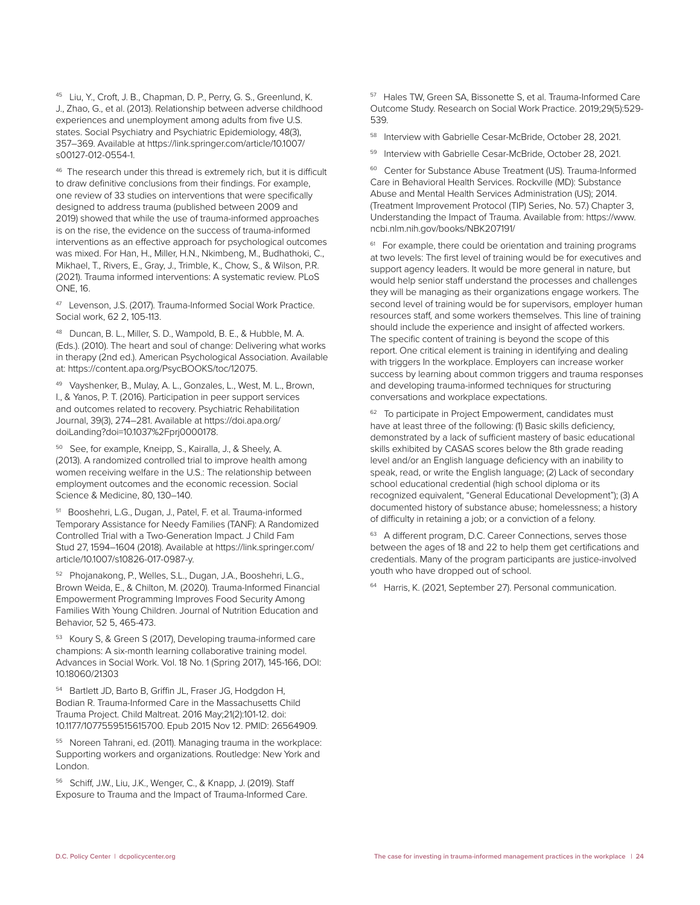[45] Liu, Y., Croft, J. B., Chapman, D. P., Perry, G. S., Greenlund, K. J., Zhao, G., et al. (2013). Relationship between adverse childhood experiences and unemployment among adults from five U.S. states. Social Psychiatry and Psychiatric Epidemiology, 48(3), 357–369. Available at https://link.springer.com/article/10.1007/s00127-012-0554-1.

[46] The research under this thread is extremely rich, but it is difficult to draw definitive conclusions from their findings. For example, one review of 33 studies on interventions that were specifically designed to address trauma (published between 2009 and 2019) showed that while the use of trauma-informed approaches is on the rise, the evidence on the success of trauma-informed interventions as an effective approach for psychological outcomes was mixed. For Han, H., Miller, H.N., Nkimbeng, M., Budhathoki, C., Mikhael, T., Rivers, E., Gray, J., Trimble, K., Chow, S., & Wilson, P.R. (2021). Trauma informed interventions: A systematic review. PLoS ONE, 16.

[47] Levenson, J.S. (2017). Trauma-Informed Social Work Practice. Social work, 62 2, 105-113.

[48] Duncan, B. L., Miller, S. D., Wampold, B. E., & Hubble, M. A. (Eds.). (2010). The heart and soul of change: Delivering what works in therapy (2nd ed.). American Psychological Association. Available at: https://content.apa.org/PsycBOOKS/toc/12075.

[49] Vayshenker, B., Mulay, A. L., Gonzales, L., West, M. L., Brown, I., & Yanos, P. T. (2016). Participation in peer support services and outcomes related to recovery. Psychiatric Rehabilitation Journal, 39(3), 274–281. Available at https://doi.apa.org/doiLanding?doi=10.1037%2Fprj0000178.

[50] See, for example, Kneipp, S., Kairalla, J., & Sheely, A. (2013). A randomized controlled trial to improve health among women receiving welfare in the U.S.: The relationship between employment outcomes and the economic recession. Social Science & Medicine, 80, 130–140.

[51] Booshehri, L.G., Dugan, J., Patel, F. et al. Trauma-informed Temporary Assistance for Needy Families (TANF): A Randomized Controlled Trial with a Two-Generation Impact. J Child Fam Stud 27, 1594–1604 (2018). Available at https://link.springer.com/article/10.1007/s10826-017-0987-y.

[52] Phojanakong, P., Welles, S.L., Dugan, J.A., Booshehri, L.G., Brown Weida, E., & Chilton, M. (2020). Trauma-Informed Financial Empowerment Programming Improves Food Security Among Families With Young Children. Journal of Nutrition Education and Behavior, 52 5, 465-473.

[53] Koury S, & Green S (2017), Developing trauma-informed care champions: A six-month learning collaborative training model. Advances in Social Work. Vol. 18 No. 1 (Spring 2017), 145-166, DOI: 10.18060/21303

[54] Bartlett JD, Barto B, Griffin JL, Fraser JG, Hodgdon H, Bodian R. Trauma-Informed Care in the Massachusetts Child Trauma Project. Child Maltreat. 2016 May;21(2):101-12. doi: 10.1177/1077559515615700. Epub 2015 Nov 12. PMID: 26564909.

[55] Noreen Tahrani, ed. (2011). Managing trauma in the workplace: Supporting workers and organizations. Routledge: New York and London.

[56] Schiff, J.W., Liu, J.K., Wenger, C., & Knapp, J. (2019). Staff Exposure to Trauma and the Impact of Trauma-Informed Care.

[57] Hales TW, Green SA, Bissonette S, et al. Trauma-Informed Care Outcome Study. Research on Social Work Practice. 2019;29(5):529-539.

[58] Interview with Gabrielle Cesar-McBride, October 28, 2021.

[59] Interview with Gabrielle Cesar-McBride, October 28, 2021.

[60] Center for Substance Abuse Treatment (US). Trauma-Informed Care in Behavioral Health Services. Rockville (MD): Substance Abuse and Mental Health Services Administration (US); 2014. (Treatment Improvement Protocol (TIP) Series, No. 57.) Chapter 3, Understanding the Impact of Trauma. Available from: https://www.ncbi.nlm.nih.gov/books/NBK207191/

[61] For example, there could be orientation and training programs at two levels: The first level of training would be for executives and support agency leaders. It would be more general in nature, but would help senior staff understand the processes and challenges they will be managing as their organizations engage workers. The second level of training would be for supervisors, employer human resources staff, and some workers themselves. This line of training should include the experience and insight of affected workers. The specific content of training is beyond the scope of this report. One critical element is training in identifying and dealing with triggers In the workplace. Employers can increase worker success by learning about common triggers and trauma responses and developing trauma-informed techniques for structuring conversations and workplace expectations.

[62] To participate in Project Empowerment, candidates must have at least three of the following: (1) Basic skills deficiency, demonstrated by a lack of sufficient mastery of basic educational skills exhibited by CASAS scores below the 8th grade reading level and/or an English language deficiency with an inability to speak, read, or write the English language; (2) Lack of secondary school educational credential (high school diploma or its recognized equivalent, "General Educational Development"); (3) A documented history of substance abuse; homelessness; a history of difficulty in retaining a job; or a conviction of a felony.

[63] A different program, D.C. Career Connections, serves those between the ages of 18 and 22 to help them get certifications and credentials. Many of the program participants are justice-involved youth who have dropped out of school.

[64] Harris, K. (2021, September 27). Personal communication.